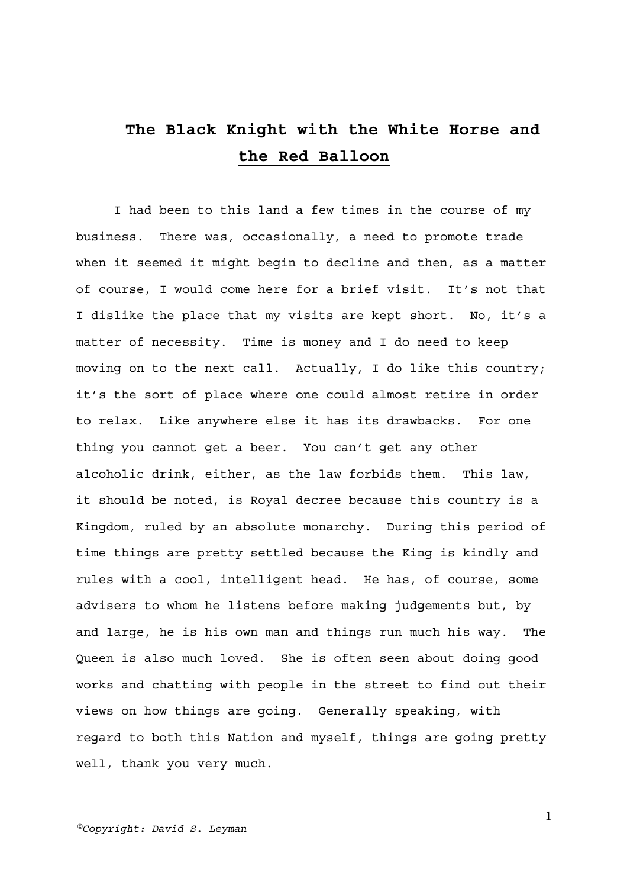# The Black Knight with the White Horse and the Red Balloon

I had been to this land a few times in the course of my business. There was, occasionally, a need to promote trade when it seemed it might begin to decline and then, as a matter of course, I would come here for a brief visit. It's not that I dislike the place that my visits are kept short. No, it's a matter of necessity. Time is money and I do need to keep moving on to the next call. Actually, I do like this country; it's the sort of place where one could almost retire in order to relax. Like anywhere else it has its drawbacks. For one thing you cannot get a beer. You can't get any other alcoholic drink, either, as the law forbids them. This law, it should be noted, is Royal decree because this country is a Kingdom, ruled by an absolute monarchy. During this period of time things are pretty settled because the King is kindly and rules with a cool, intelligent head. He has, of course, some advisers to whom he listens before making judgements but, by and large, he is his own man and things run much his way. The Queen is also much loved. She is often seen about doing good works and chatting with people in the street to find out their views on how things are going. Generally speaking, with regard to both this Nation and myself, things are going pretty well, thank you very much.

*©Copyright: David S. Leyman*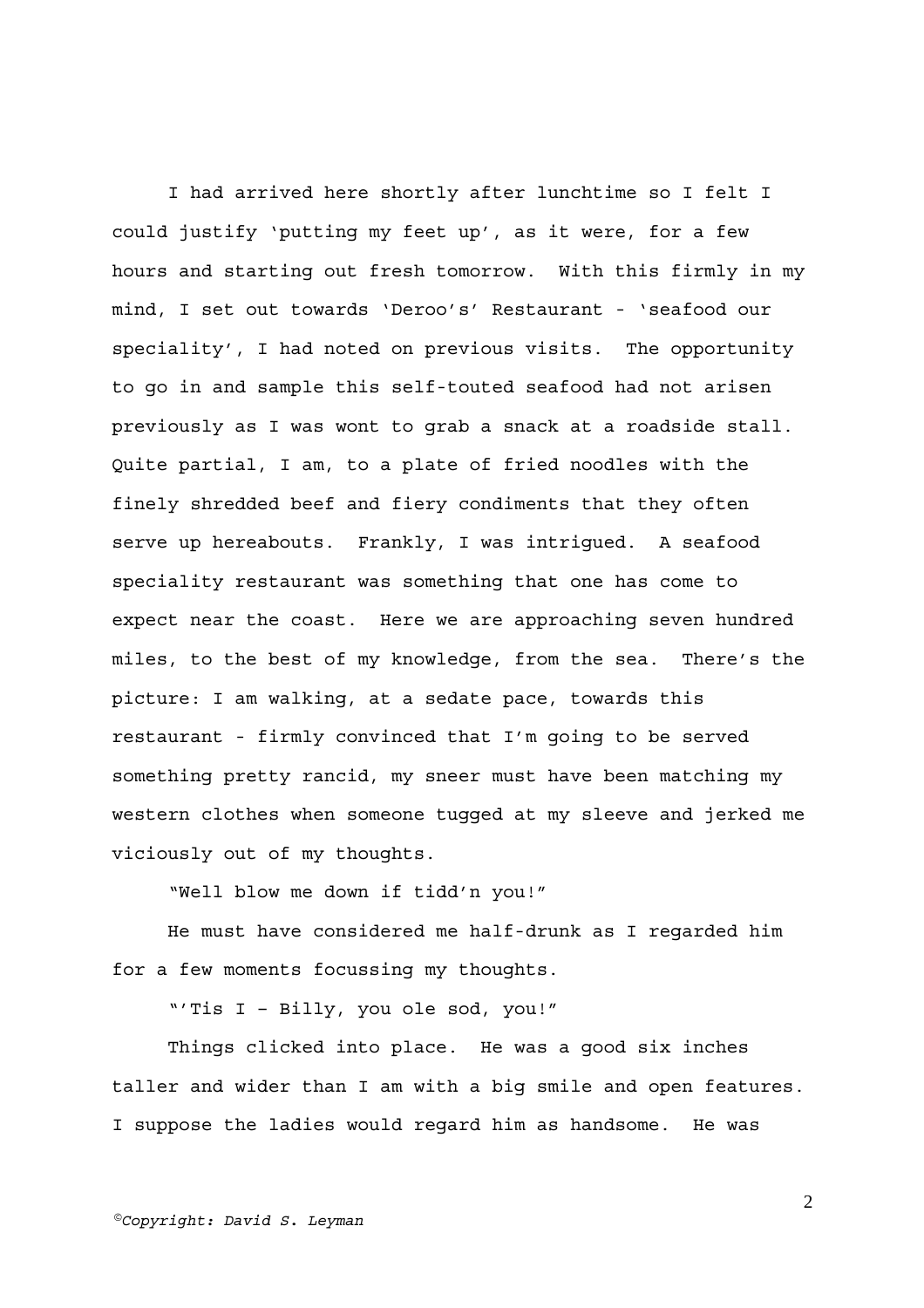I had arrived here shortly after lunchtime so I felt I could justify 'putting my feet up', as it were, for a few hours and starting out fresh tomorrow. With this firmly in my mind, I set out towards 'Deroo's' Restaurant - 'seafood our speciality', I had noted on previous visits. The opportunity to go in and sample this self-touted seafood had not arisen previously as I was wont to grab a snack at a roadside stall. Quite partial, I am, to a plate of fried noodles with the finely shredded beef and fiery condiments that they often serve up hereabouts. Frankly, I was intrigued. A seafood speciality restaurant was something that one has come to expect near the coast. Here we are approaching seven hundred miles, to the best of my knowledge, from the sea. There's the picture: I am walking, at a sedate pace, towards this restaurant - firmly convinced that I'm going to be served something pretty rancid, my sneer must have been matching my western clothes when someone tugged at my sleeve and jerked me viciously out of my thoughts.

"Well blow me down if tidd'n you!"

He must have considered me half-drunk as I regarded him for a few moments focussing my thoughts.

"'Tis I – Billy, you ole sod, you!"

Things clicked into place. He was a good six inches taller and wider than I am with a big smile and open features. I suppose the ladies would regard him as handsome. He was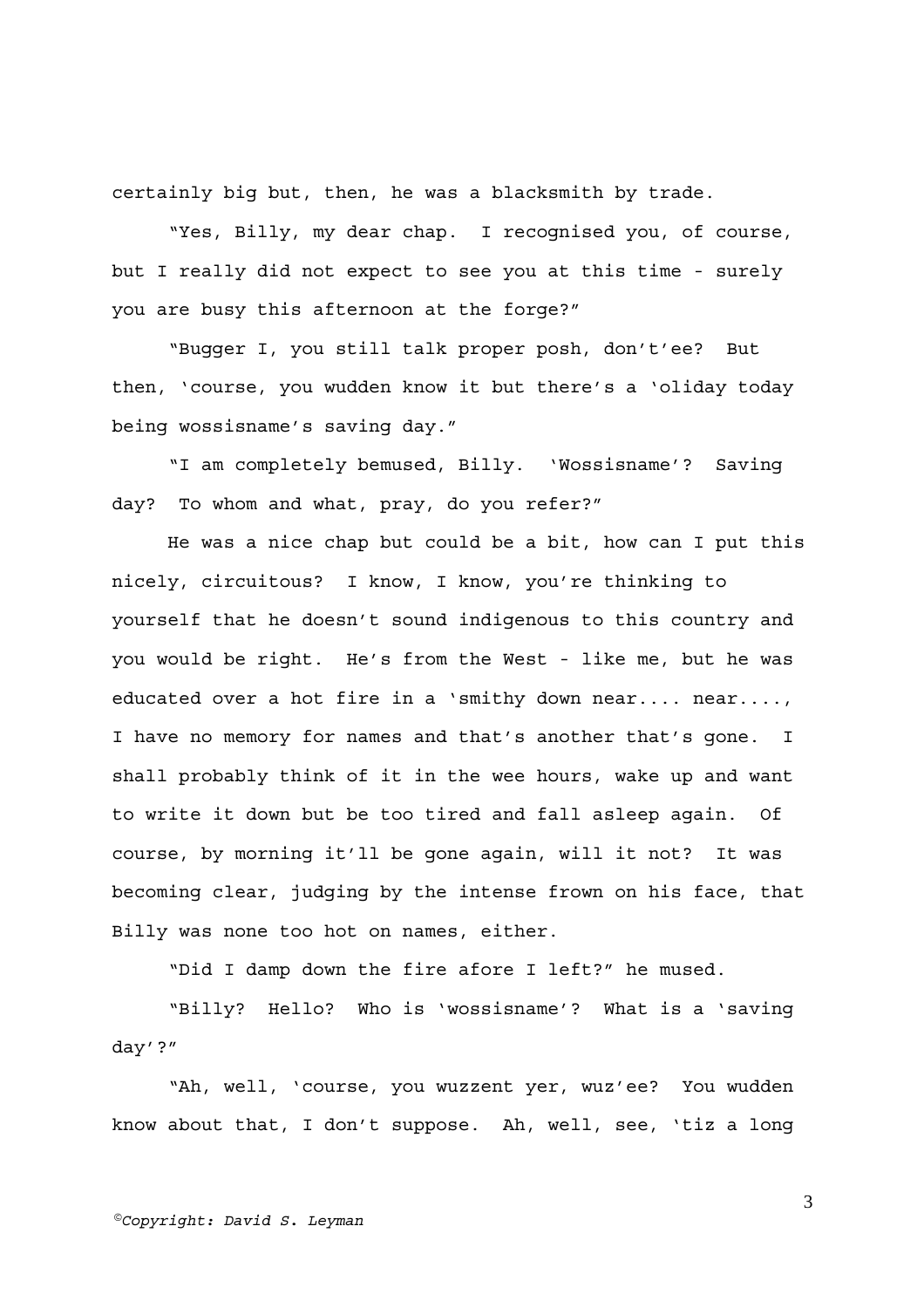certainly big but, then, he was a blacksmith by trade.

"Yes, Billy, my dear chap. I recognised you, of course, but I really did not expect to see you at this time - surely you are busy this afternoon at the forge?"

"Bugger I, you still talk proper posh, don't'ee? But then, 'course, you wudden know it but there's a 'oliday today being wossisname's saving day."

"I am completely bemused, Billy. 'Wossisname'? Saving day? To whom and what, pray, do you refer?"

He was a nice chap but could be a bit, how can I put this nicely, circuitous? I know, I know, you're thinking to yourself that he doesn't sound indigenous to this country and you would be right. He's from the West - like me, but he was educated over a hot fire in a 'smithy down near.... near...., I have no memory for names and that's another that's gone. I shall probably think of it in the wee hours, wake up and want to write it down but be too tired and fall asleep again. Of course, by morning it'll be gone again, will it not? It was becoming clear, judging by the intense frown on his face, that Billy was none too hot on names, either.

"Did I damp down the fire afore I left?" he mused.

"Billy? Hello? Who is 'wossisname'? What is a 'saving day'?"

"Ah, well, 'course, you wuzzent yer, wuz'ee? You wudden know about that, I don't suppose. Ah, well, see, 'tiz a long

*©Copyright: David S. Leyman*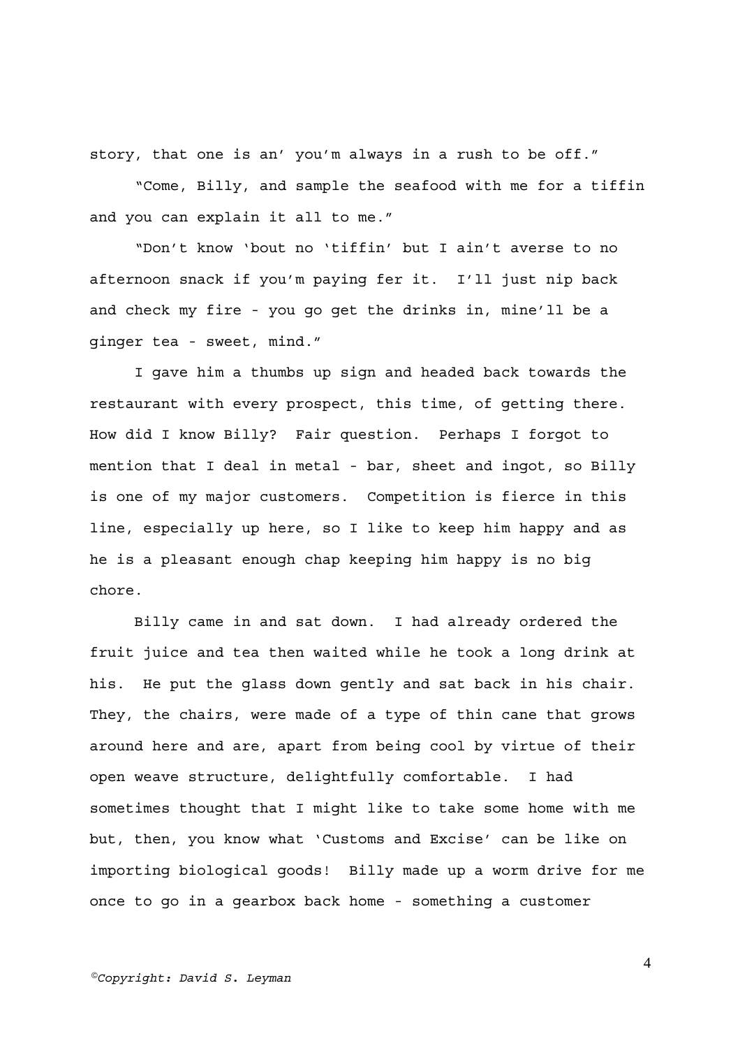story, that one is an' you'm always in a rush to be off."

"Come, Billy, and sample the seafood with me for a tiffin and you can explain it all to me."

"Don't know 'bout no 'tiffin' but I ain't averse to no afternoon snack if you'm paying fer it. I'll just nip back and check my fire - you go get the drinks in, mine'll be a ginger tea - sweet, mind."

I gave him a thumbs up sign and headed back towards the restaurant with every prospect, this time, of getting there. How did I know Billy? Fair question. Perhaps I forgot to mention that I deal in metal - bar, sheet and ingot, so Billy is one of my major customers. Competition is fierce in this line, especially up here, so I like to keep him happy and as he is a pleasant enough chap keeping him happy is no big chore.

Billy came in and sat down. I had already ordered the fruit juice and tea then waited while he took a long drink at his. He put the glass down gently and sat back in his chair. They, the chairs, were made of a type of thin cane that grows around here and are, apart from being cool by virtue of their open weave structure, delightfully comfortable. I had sometimes thought that I might like to take some home with me but, then, you know what 'Customs and Excise' can be like on importing biological goods! Billy made up a worm drive for me once to go in a gearbox back home - something a customer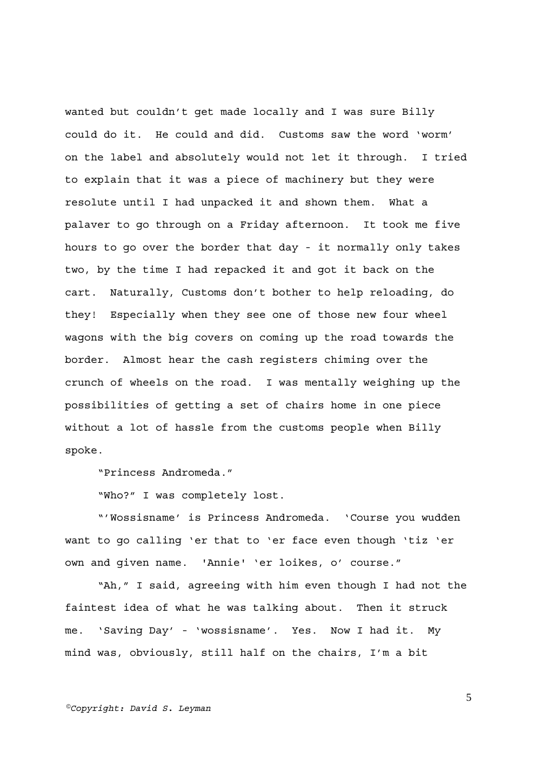wanted but couldn't get made locally and I was sure Billy could do it. He could and did. Customs saw the word 'worm' on the label and absolutely would not let it through. I tried to explain that it was a piece of machinery but they were resolute until I had unpacked it and shown them. What a palaver to go through on a Friday afternoon. It took me five hours to go over the border that day - it normally only takes two, by the time I had repacked it and got it back on the cart. Naturally, Customs don't bother to help reloading, do they! Especially when they see one of those new four wheel wagons with the big covers on coming up the road towards the border. Almost hear the cash registers chiming over the crunch of wheels on the road. I was mentally weighing up the possibilities of getting a set of chairs home in one piece without a lot of hassle from the customs people when Billy spoke.

"Princess Andromeda."

"Who?" I was completely lost.

"'Wossisname' is Princess Andromeda. 'Course you wudden want to go calling 'er that to 'er face even though 'tiz 'er own and given name. 'Annie' 'er loikes, o' course."

"Ah," I said, agreeing with him even though I had not the faintest idea of what he was talking about. Then it struck me. 'Saving Day' - 'wossisname'. Yes. Now I had it. My mind was, obviously, still half on the chairs, I'm a bit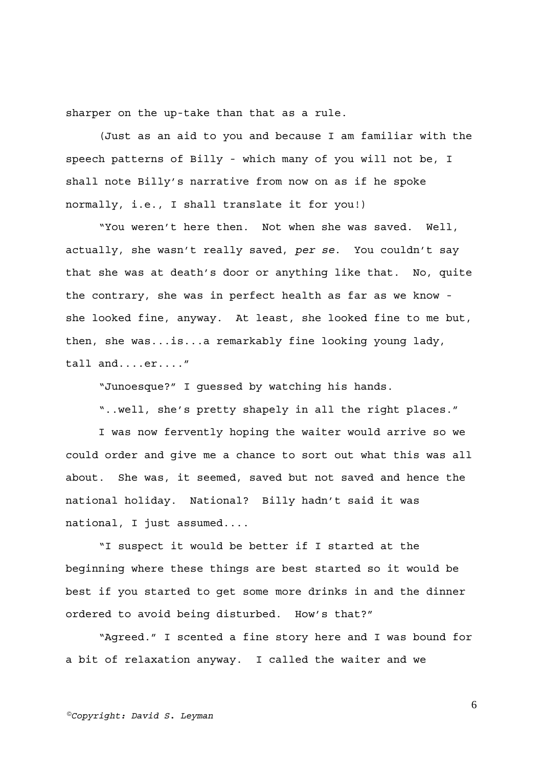sharper on the up-take than that as a rule.

(Just as an aid to you and because I am familiar with the speech patterns of Billy - which many of you will not be, I shall note Billy's narrative from now on as if he spoke normally, i.e., I shall translate it for you!)

"You weren't here then. Not when she was saved. Well, actually, she wasn't really saved, *per se*. You couldn't say that she was at death's door or anything like that. No, quite the contrary, she was in perfect health as far as we know - she looked fine, anyway. At least, she looked fine to me but, then, she was...is...a remarkably fine looking young lady, tall and....er...."

"Junoesque?" I guessed by watching his hands.

"..well, she's pretty shapely in all the right places."

I was now fervently hoping the waiter would arrive so we could order and give me a chance to sort out what this was all about. She was, it seemed, saved but not saved and hence the national holiday. National? Billy hadn't said it was national, I just assumed....

"I suspect it would be better if I started at the beginning where these things are best started so it would be best if you started to get some more drinks in and the dinner ordered to avoid being disturbed. How's that?"

"Agreed." I scented a fine story here and I was bound for a bit of relaxation anyway. I called the waiter and we

©*Copyright: David S. Leyman*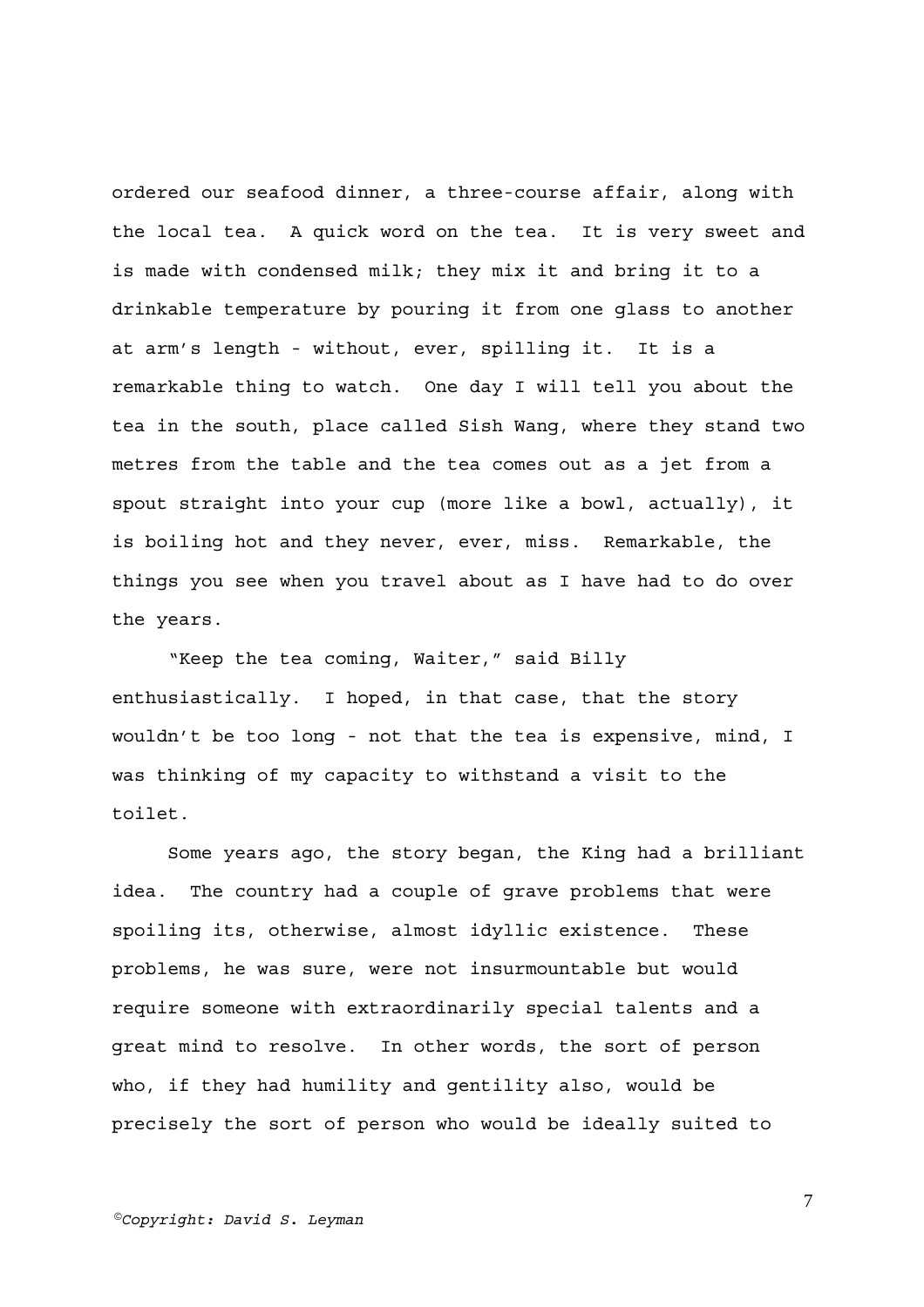ordered our seafood dinner, a three-course affair, along with the local tea. A quick word on the tea. It is very sweet and is made with condensed milk; they mix it and bring it to a drinkable temperature by pouring it from one glass to another at arm's length - without, ever, spilling it. It is a remarkable thing to watch. One day I will tell you about the tea in the south, place called Sish Wang, where they stand two metres from the table and the tea comes out as a jet from a spout straight into your cup (more like a bowl, actually), it is boiling hot and they never, ever, miss. Remarkable, the things you see when you travel about as I have had to do over the years.

"Keep the tea coming, Waiter," said Billy enthusiastically. I hoped, in that case, that the story wouldn't be too long - not that the tea is expensive, mind, I was thinking of my capacity to withstand a visit to the toilet.

Some years ago, the story began, the King had a brilliant idea. The country had a couple of grave problems that were spoiling its, otherwise, almost idyllic existence. These problems, he was sure, were not insurmountable but would require someone with extraordinarily special talents and a great mind to resolve. In other words, the sort of person who, if they had humility and gentility also, would be precisely the sort of person who would be ideally suited to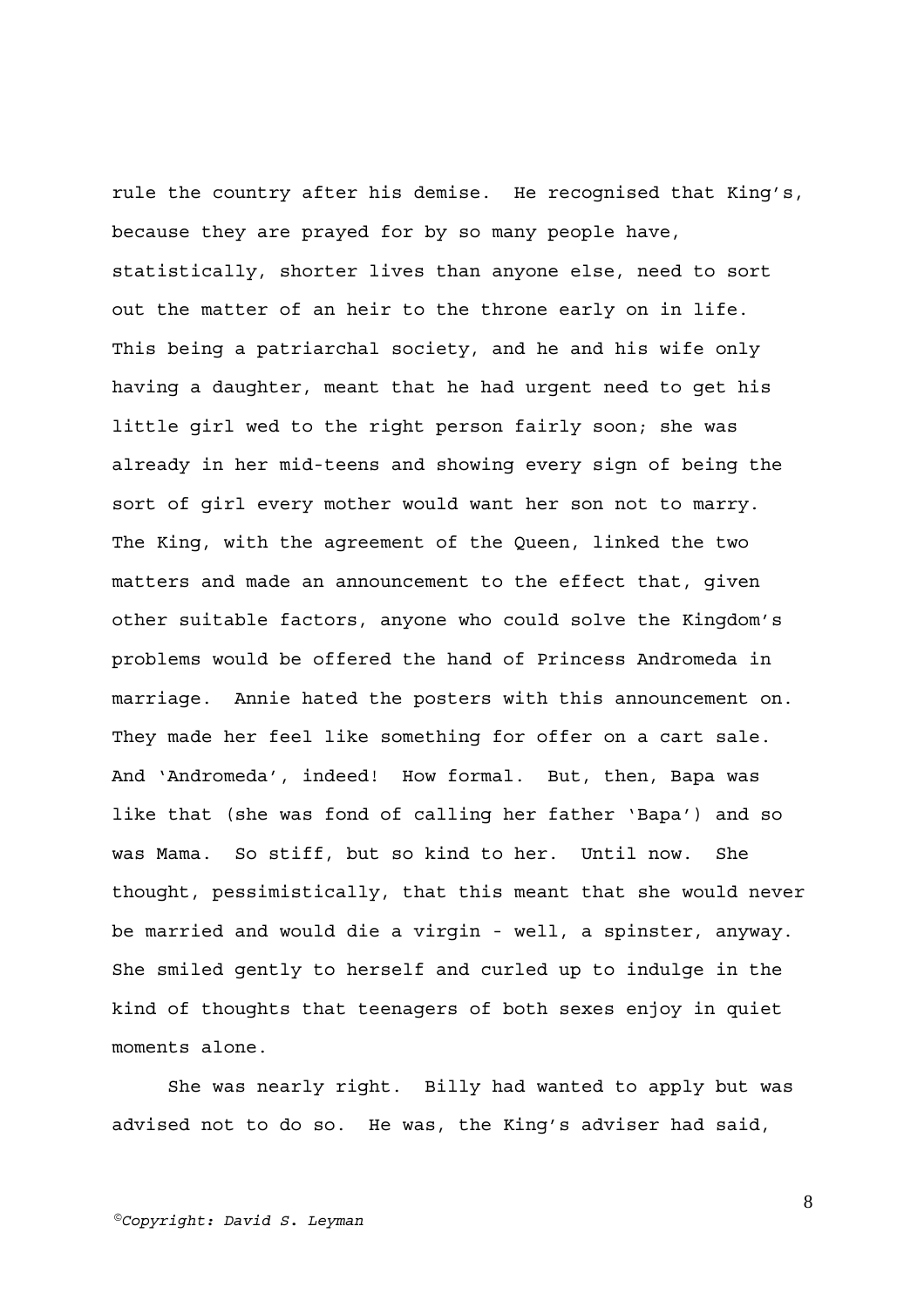rule the country after his demise. He recognised that King's, because they are prayed for by so many people have, statistically, shorter lives than anyone else, need to sort out the matter of an heir to the throne early on in life. This being a patriarchal society, and he and his wife only having a daughter, meant that he had urgent need to get his little girl wed to the right person fairly soon; she was already in her mid-teens and showing every sign of being the sort of girl every mother would want her son not to marry. The King, with the agreement of the Queen, linked the two matters and made an announcement to the effect that, given other suitable factors, anyone who could solve the Kingdom's problems would be offered the hand of Princess Andromeda in marriage. Annie hated the posters with this announcement on. They made her feel like something for offer on a cart sale. And 'Andromeda', indeed! How formal. But, then, Bapa was like that (she was fond of calling her father 'Bapa') and so was Mama. So stiff, but so kind to her. Until now. She thought, pessimistically, that this meant that she would never be married and would die a virgin - well, a spinster, anyway. She smiled gently to herself and curled up to indulge in the kind of thoughts that teenagers of both sexes enjoy in quiet moments alone.

She was nearly right. Billy had wanted to apply but was advised not to do so. He was, the King's adviser had said,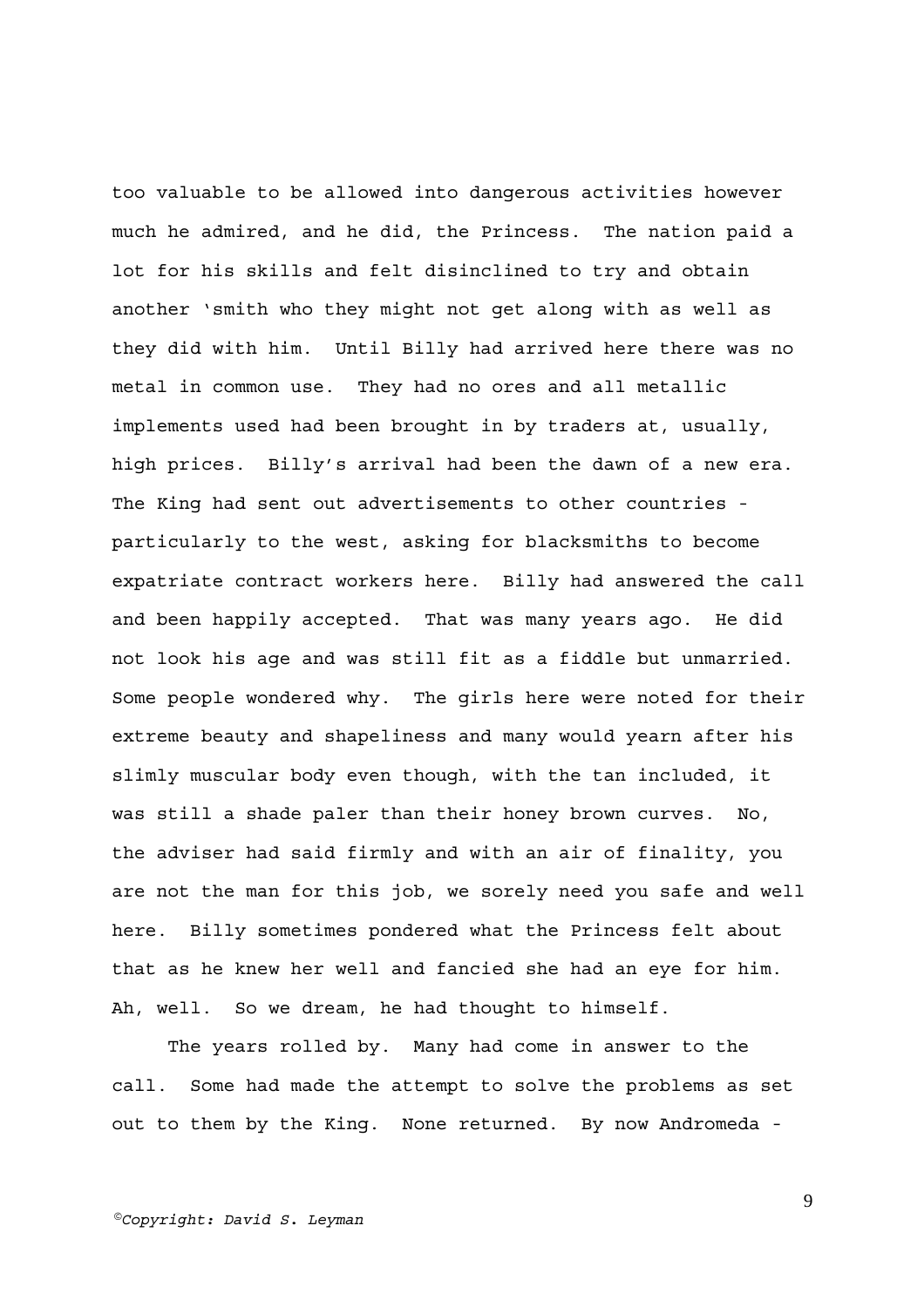too valuable to be allowed into dangerous activities however much he admired, and he did, the Princess. The nation paid a lot for his skills and felt disinclined to try and obtain another 'smith who they might not get along with as well as they did with him. Until Billy had arrived here there was no metal in common use. They had no ores and all metallic implements used had been brought in by traders at, usually, high prices. Billy's arrival had been the dawn of a new era. The King had sent out advertisements to other countries - particularly to the west, asking for blacksmiths to become expatriate contract workers here. Billy had answered the call and been happily accepted. That was many years ago. He did not look his age and was still fit as a fiddle but unmarried. Some people wondered why. The girls here were noted for their extreme beauty and shapeliness and many would yearn after his slimly muscular body even though, with the tan included, it was still a shade paler than their honey brown curves. No, the adviser had said firmly and with an air of finality, you are not the man for this job, we sorely need you safe and well here. Billy sometimes pondered what the Princess felt about that as he knew her well and fancied she had an eye for him. Ah, well. So we dream, he had thought to himself.

The years rolled by. Many had come in answer to the call. Some had made the attempt to solve the problems as set out to them by the King. None returned. By now Andromeda -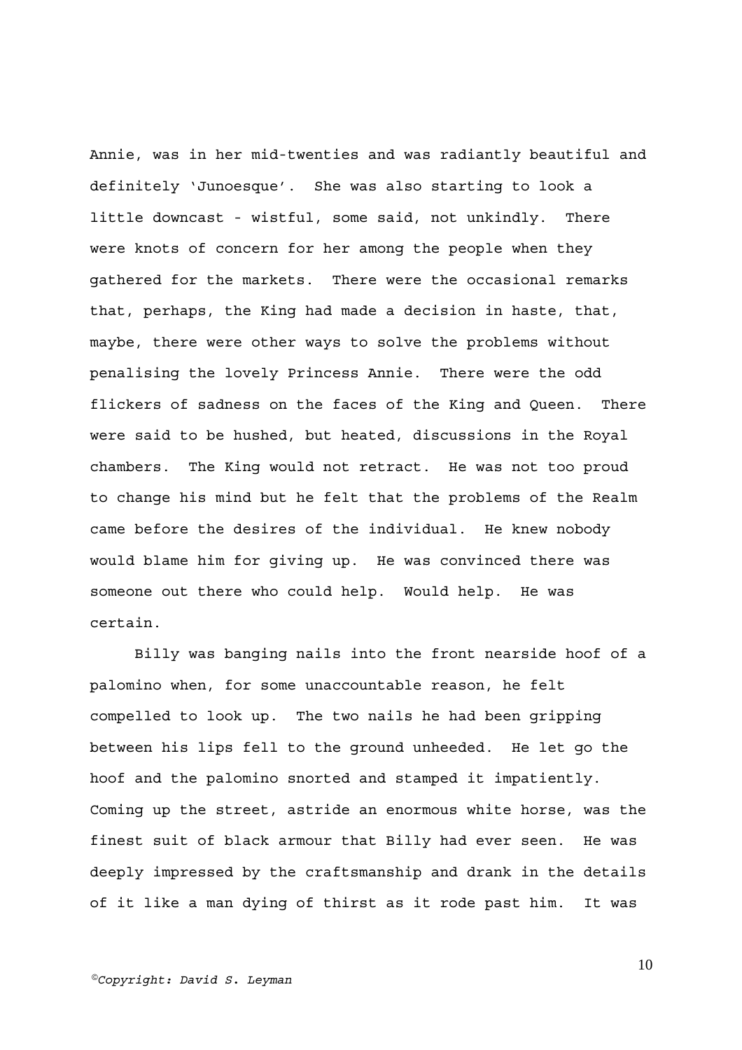Annie, was in her mid-twenties and was radiantly beautiful and definitely 'Junoesque'. She was also starting to look a little downcast - wistful, some said, not unkindly. There were knots of concern for her among the people when they gathered for the markets. There were the occasional remarks that, perhaps, the King had made a decision in haste, that, maybe, there were other ways to solve the problems without penalising the lovely Princess Annie. There were the odd flickers of sadness on the faces of the King and Queen. There were said to be hushed, but heated, discussions in the Royal chambers. The King would not retract. He was not too proud to change his mind but he felt that the problems of the Realm came before the desires of the individual. He knew nobody would blame him for giving up. He was convinced there was someone out there who could help. Would help. He was certain.

Billy was banging nails into the front nearside hoof of a palomino when, for some unaccountable reason, he felt compelled to look up. The two nails he had been gripping between his lips fell to the ground unheeded. He let go the hoof and the palomino snorted and stamped it impatiently. Coming up the street, astride an enormous white horse, was the finest suit of black armour that Billy had ever seen. He was deeply impressed by the craftsmanship and drank in the details of it like a man dying of thirst as it rode past him. It was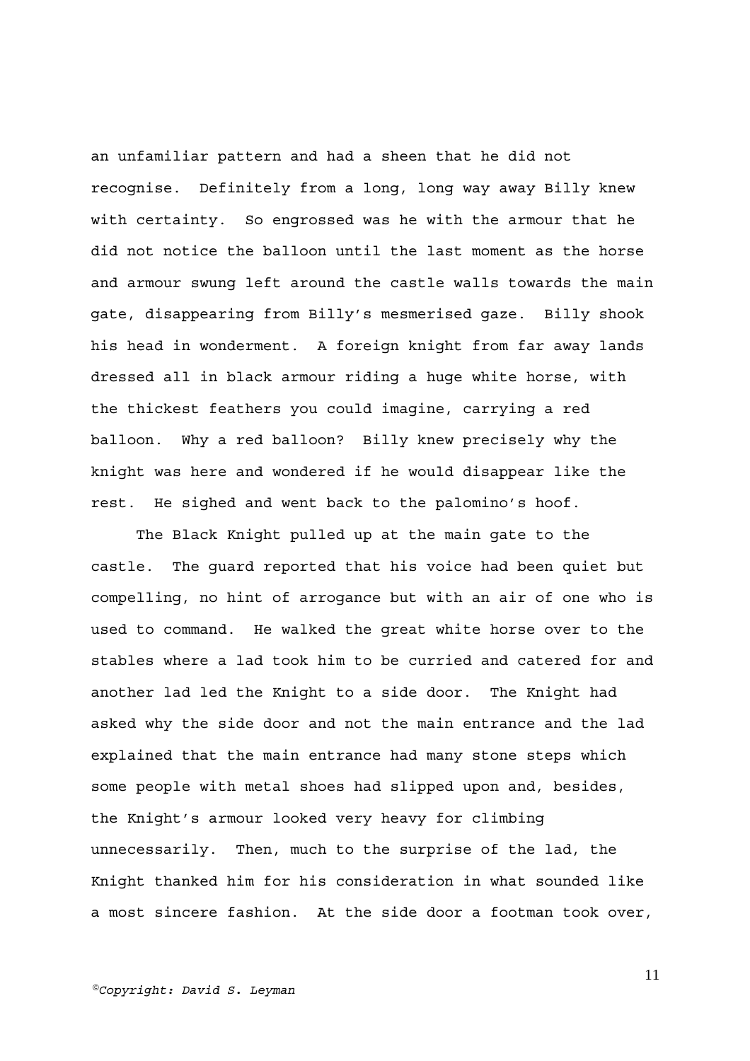an unfamiliar pattern and had a sheen that he did not recognise. Definitely from a long, long way away Billy knew with certainty. So engrossed was he with the armour that he did not notice the balloon until the last moment as the horse and armour swung left around the castle walls towards the main gate, disappearing from Billy's mesmerised gaze. Billy shook his head in wonderment. A foreign knight from far away lands dressed all in black armour riding a huge white horse, with the thickest feathers you could imagine, carrying a red balloon. Why a red balloon? Billy knew precisely why the knight was here and wondered if he would disappear like the rest. He sighed and went back to the palomino's hoof.

The Black Knight pulled up at the main gate to the castle. The guard reported that his voice had been quiet but compelling, no hint of arrogance but with an air of one who is used to command. He walked the great white horse over to the stables where a lad took him to be curried and catered for and another lad led the Knight to a side door. The Knight had asked why the side door and not the main entrance and the lad explained that the main entrance had many stone steps which some people with metal shoes had slipped upon and, besides, the Knight's armour looked very heavy for climbing unnecessarily. Then, much to the surprise of the lad, the Knight thanked him for his consideration in what sounded like a most sincere fashion. At the side door a footman took over,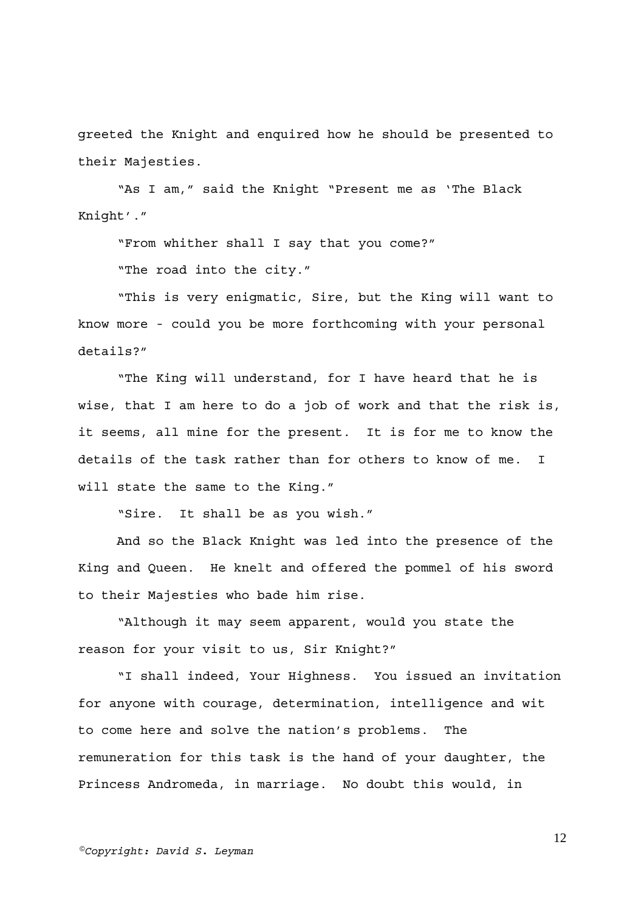greeted the Knight and enquired how he should be presented to their Majesties.

"As I am," said the Knight "Present me as 'The Black Knight'."

"From whither shall I say that you come?"

"The road into the city."

"This is very enigmatic, Sire, but the King will want to know more - could you be more forthcoming with your personal details?"

"The King will understand, for I have heard that he is wise, that I am here to do a job of work and that the risk is, it seems, all mine for the present. It is for me to know the details of the task rather than for others to know of me. I will state the same to the King."

"Sire. It shall be as you wish."

And so the Black Knight was led into the presence of the King and Queen. He knelt and offered the pommel of his sword to their Majesties who bade him rise.

"Although it may seem apparent, would you state the reason for your visit to us, Sir Knight?"

"I shall indeed, Your Highness. You issued an invitation for anyone with courage, determination, intelligence and wit to come here and solve the nation's problems. The remuneration for this task is the hand of your daughter, the Princess Andromeda, in marriage. No doubt this would, in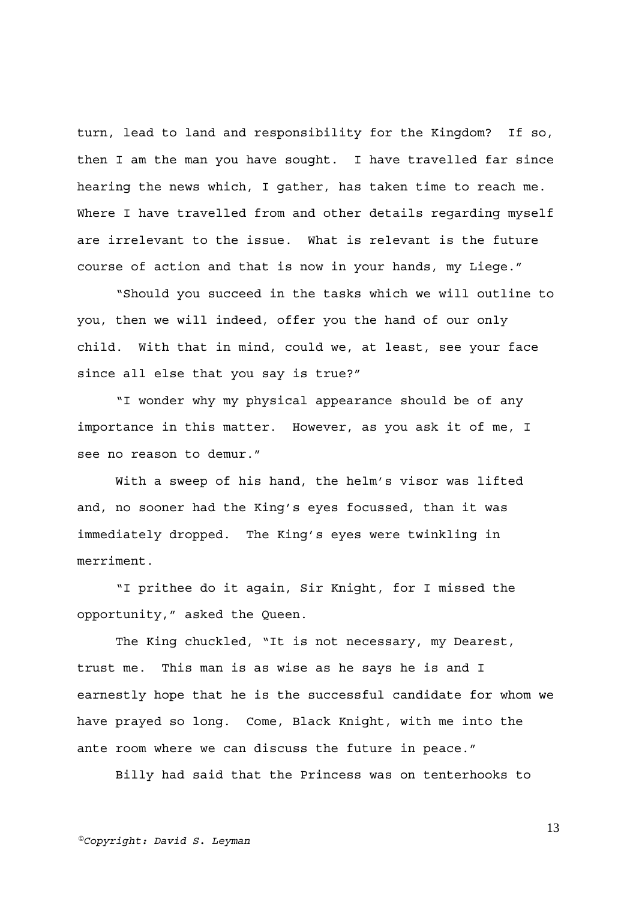turn, lead to land and responsibility for the Kingdom? If so, then I am the man you have sought. I have travelled far since hearing the news which, I gather, has taken time to reach me. Where I have travelled from and other details regarding myself are irrelevant to the issue. What is relevant is the future course of action and that is now in your hands, my Liege."

"Should you succeed in the tasks which we will outline to you, then we will indeed, offer you the hand of our only child. With that in mind, could we, at least, see your face since all else that you say is true?"

"I wonder why my physical appearance should be of any importance in this matter. However, as you ask it of me, I see no reason to demur."

With a sweep of his hand, the helm's visor was lifted and, no sooner had the King's eyes focussed, than it was immediately dropped. The King's eyes were twinkling in merriment.

"I prithee do it again, Sir Knight, for I missed the opportunity," asked the Queen.

The King chuckled, "It is not necessary, my Dearest, trust me. This man is as wise as he says he is and I earnestly hope that he is the successful candidate for whom we have prayed so long. Come, Black Knight, with me into the ante room where we can discuss the future in peace."

Billy had said that the Princess was on tenterhooks to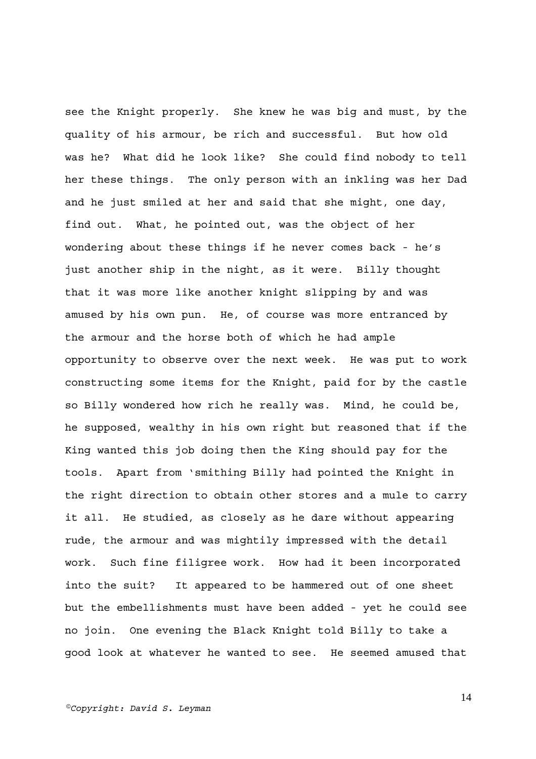see the Knight properly. She knew he was big and must, by the quality of his armour, be rich and successful. But how old was he? What did he look like? She could find nobody to tell her these things. The only person with an inkling was her Dad and he just smiled at her and said that she might, one day, find out. What, he pointed out, was the object of her wondering about these things if he never comes back - he's just another ship in the night, as it were. Billy thought that it was more like another knight slipping by and was amused by his own pun. He, of course was more entranced by the armour and the horse both of which he had ample opportunity to observe over the next week. He was put to work constructing some items for the Knight, paid for by the castle so Billy wondered how rich he really was. Mind, he could be, he supposed, wealthy in his own right but reasoned that if the King wanted this job doing then the King should pay for the tools. Apart from 'smithing Billy had pointed the Knight in the right direction to obtain other stores and a mule to carry it all. He studied, as closely as he dare without appearing rude, the armour and was mightily impressed with the detail work. Such fine filigree work. How had it been incorporated into the suit? It appeared to be hammered out of one sheet but the embellishments must have been added - yet he could see no join. One evening the Black Knight told Billy to take a good look at whatever he wanted to see. He seemed amused that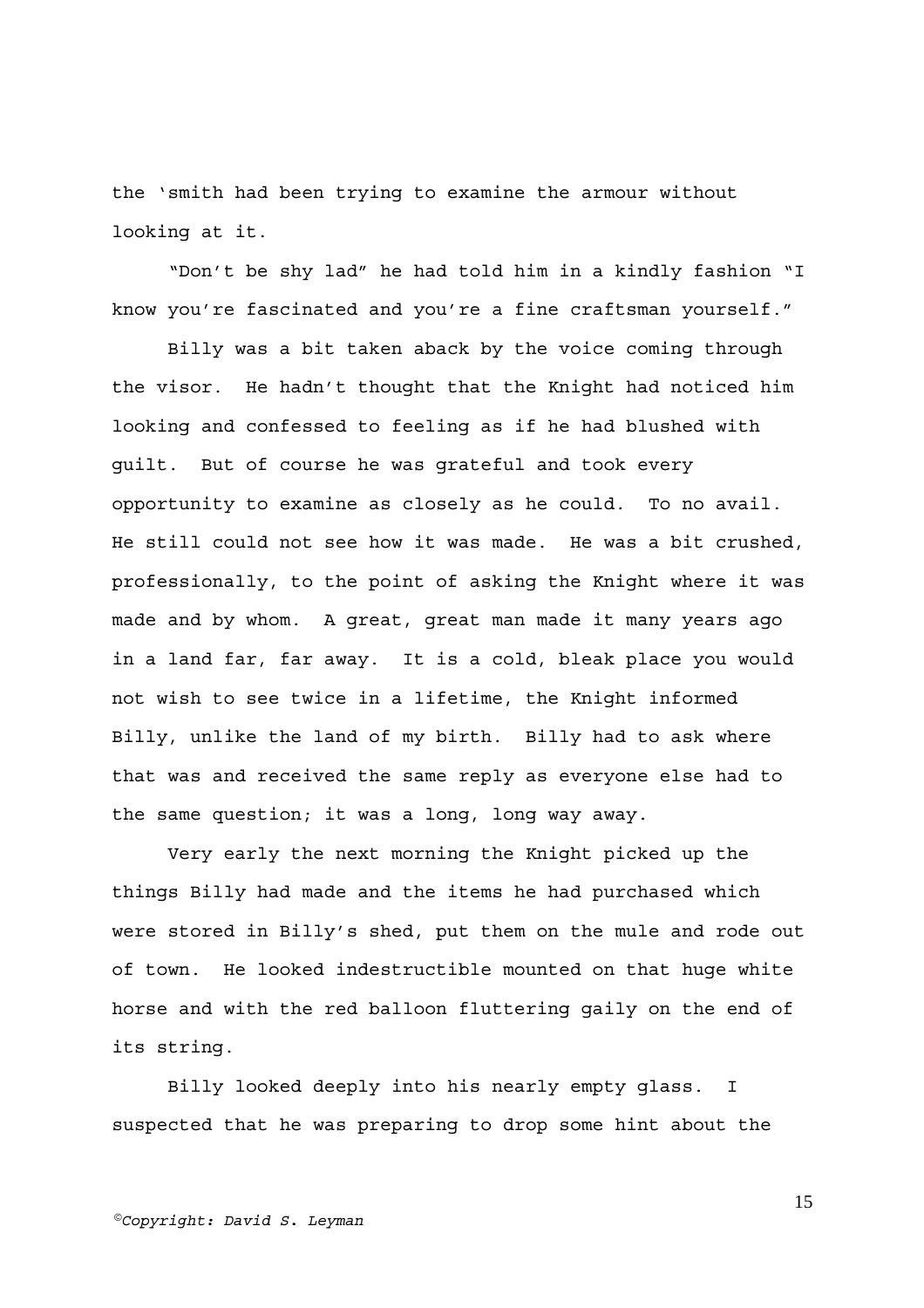the 'smith had been trying to examine the armour without looking at it.

"Don't be shy lad" he had told him in a kindly fashion "I know you're fascinated and you're a fine craftsman yourself."

Billy was a bit taken aback by the voice coming through the visor. He hadn't thought that the Knight had noticed him looking and confessed to feeling as if he had blushed with guilt. But of course he was grateful and took every opportunity to examine as closely as he could. To no avail. He still could not see how it was made. He was a bit crushed, professionally, to the point of asking the Knight where it was made and by whom. A great, great man made it many years ago in a land far, far away. It is a cold, bleak place you would not wish to see twice in a lifetime, the Knight informed Billy, unlike the land of my birth. Billy had to ask where that was and received the same reply as everyone else had to the same question; it was a long, long way away.

Very early the next morning the Knight picked up the things Billy had made and the items he had purchased which were stored in Billy's shed, put them on the mule and rode out of town. He looked indestructible mounted on that huge white horse and with the red balloon fluttering gaily on the end of its string.

Billy looked deeply into his nearly empty glass. I suspected that he was preparing to drop some hint about the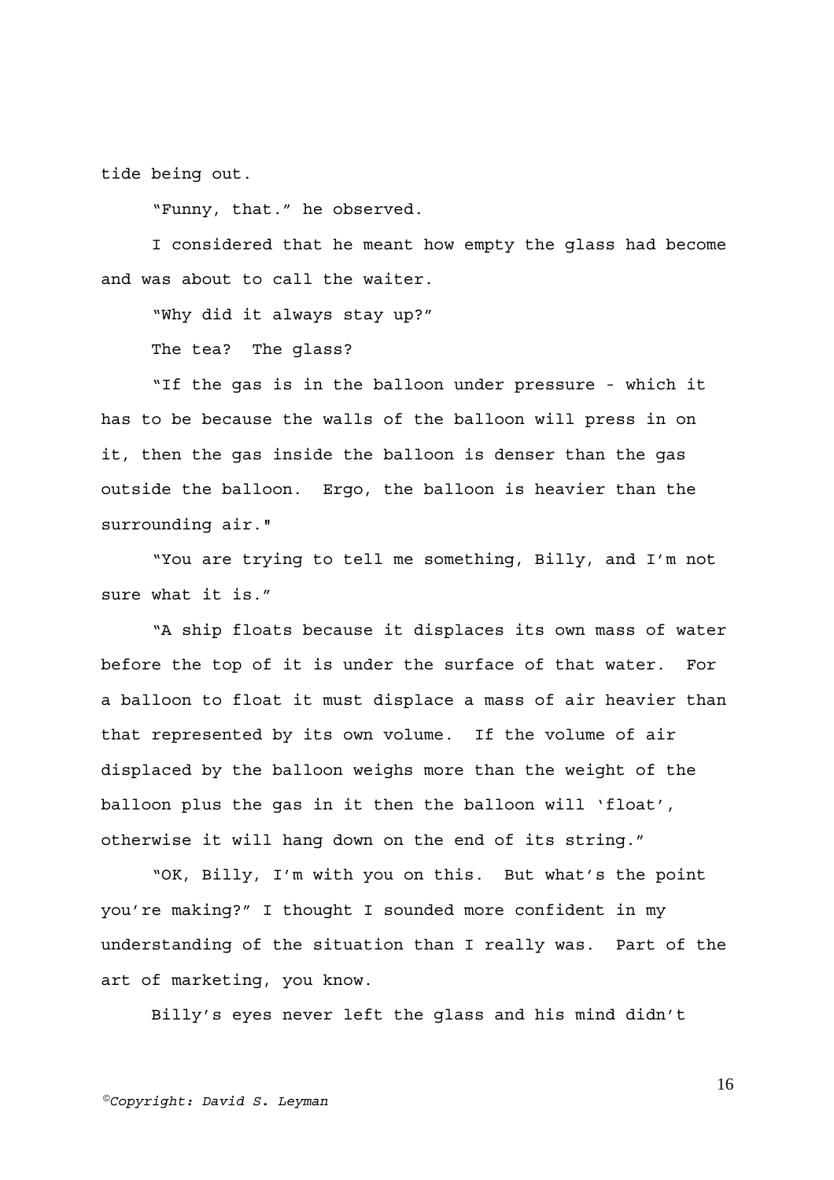tide being out.

"Funny, that." he observed.

I considered that he meant how empty the glass had become and was about to call the waiter.

"Why did it always stay up?"

The tea? The glass?

"If the gas is in the balloon under pressure - which it has to be because the walls of the balloon will press in on it, then the gas inside the balloon is denser than the gas outside the balloon. Ergo, the balloon is heavier than the surrounding air."

"You are trying to tell me something, Billy, and I'm not sure what it is."

"A ship floats because it displaces its own mass of water before the top of it is under the surface of that water. For a balloon to float it must displace a mass of air heavier than that represented by its own volume. If the volume of air displaced by the balloon weighs more than the weight of the balloon plus the gas in it then the balloon will 'float', otherwise it will hang down on the end of its string."

"OK, Billy, I'm with you on this. But what's the point you're making?" I thought I sounded more confident in my understanding of the situation than I really was. Part of the art of marketing, you know.

Billy's eyes never left the glass and his mind didn't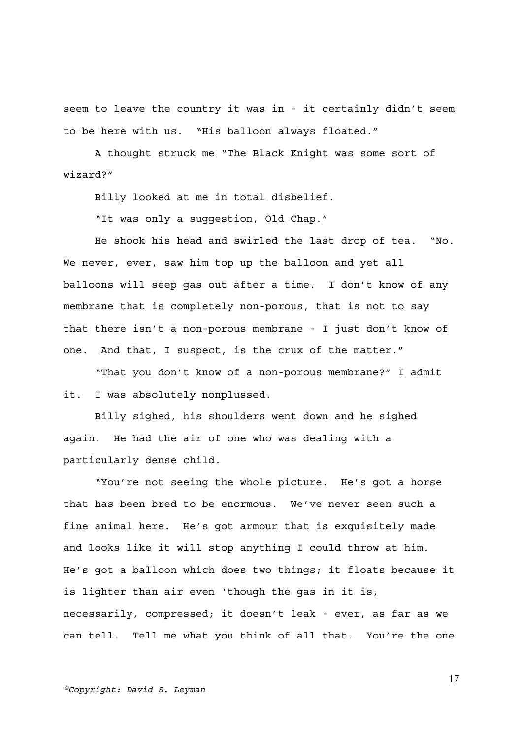seem to leave the country it was in - it certainly didn't seem to be here with us. "His balloon always floated."

A thought struck me "The Black Knight was some sort of wizard?"

Billy looked at me in total disbelief.

"It was only a suggestion, Old Chap."

He shook his head and swirled the last drop of tea. "No. We never, ever, saw him top up the balloon and yet all balloons will seep gas out after a time. I don't know of any membrane that is completely non-porous, that is not to say that there isn't a non-porous membrane - I just don't know of one. And that, I suspect, is the crux of the matter."

"That you don't know of a non-porous membrane?" I admit it. I was absolutely nonplussed.

Billy sighed, his shoulders went down and he sighed again. He had the air of one who was dealing with a particularly dense child.

"You're not seeing the whole picture. He's got a horse that has been bred to be enormous. We've never seen such a fine animal here. He's got armour that is exquisitely made and looks like it will stop anything I could throw at him. He's got a balloon which does two things; it floats because it is lighter than air even 'though the gas in it is, necessarily, compressed; it doesn't leak - ever, as far as we can tell. Tell me what you think of all that. You're the one

*©Copyright: David S. Leyman*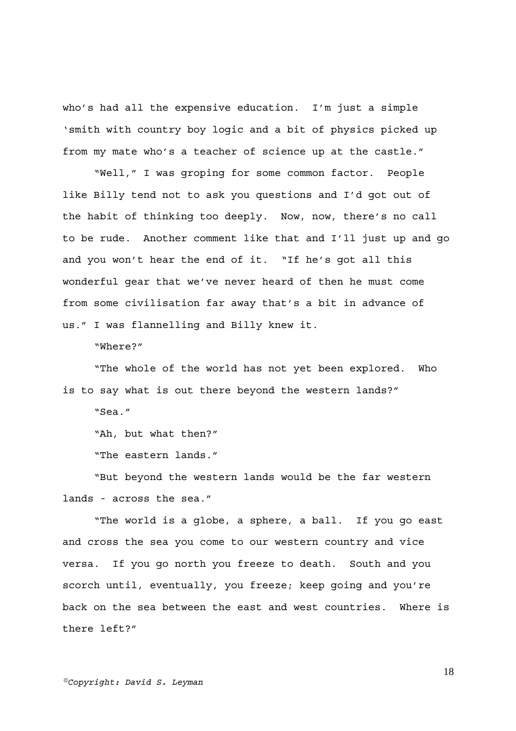who's had all the expensive education. I'm just a simple 'smith with country boy logic and a bit of physics picked up from my mate who's a teacher of science up at the castle."

"Well," I was groping for some common factor. People like Billy tend not to ask you questions and I'd got out of the habit of thinking too deeply. Now, now, there's no call to be rude. Another comment like that and I'll just up and go and you won't hear the end of it. "If he's got all this wonderful gear that we've never heard of then he must come from some civilisation far away that's a bit in advance of us." I was flannelling and Billy knew it.

"Where?"

"The whole of the world has not yet been explored. Who is to say what is out there beyond the western lands?"

"Sea."

"Ah, but what then?"

"The eastern lands."

"But beyond the western lands would be the far western lands - across the sea."

"The world is a globe, a sphere, a ball. If you go east and cross the sea you come to our western country and vice versa. If you go north you freeze to death. South and you scorch until, eventually, you freeze; keep going and you're back on the sea between the east and west countries. Where is there left?"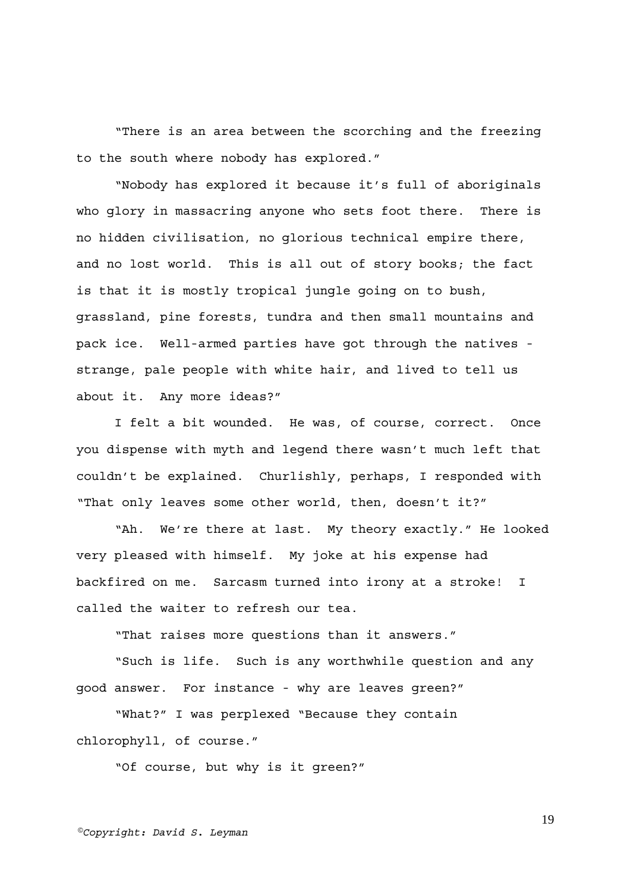"There is an area between the scorching and the freezing to the south where nobody has explored."

"Nobody has explored it because it's full of aboriginals who glory in massacring anyone who sets foot there. There is no hidden civilisation, no glorious technical empire there, and no lost world. This is all out of story books; the fact is that it is mostly tropical jungle going on to bush, grassland, pine forests, tundra and then small mountains and pack ice. Well-armed parties have got through the natives - strange, pale people with white hair, and lived to tell us about it. Any more ideas?"

I felt a bit wounded. He was, of course, correct. Once you dispense with myth and legend there wasn't much left that couldn't be explained. Churlishly, perhaps, I responded with "That only leaves some other world, then, doesn't it?"

"Ah. We're there at last. My theory exactly." He looked very pleased with himself. My joke at his expense had backfired on me. Sarcasm turned into irony at a stroke! I called the waiter to refresh our tea.

"That raises more questions than it answers."

"Such is life. Such is any worthwhile question and any good answer. For instance - why are leaves green?"

"What?" I was perplexed "Because they contain chlorophyll, of course."

"Of course, but why is it green?"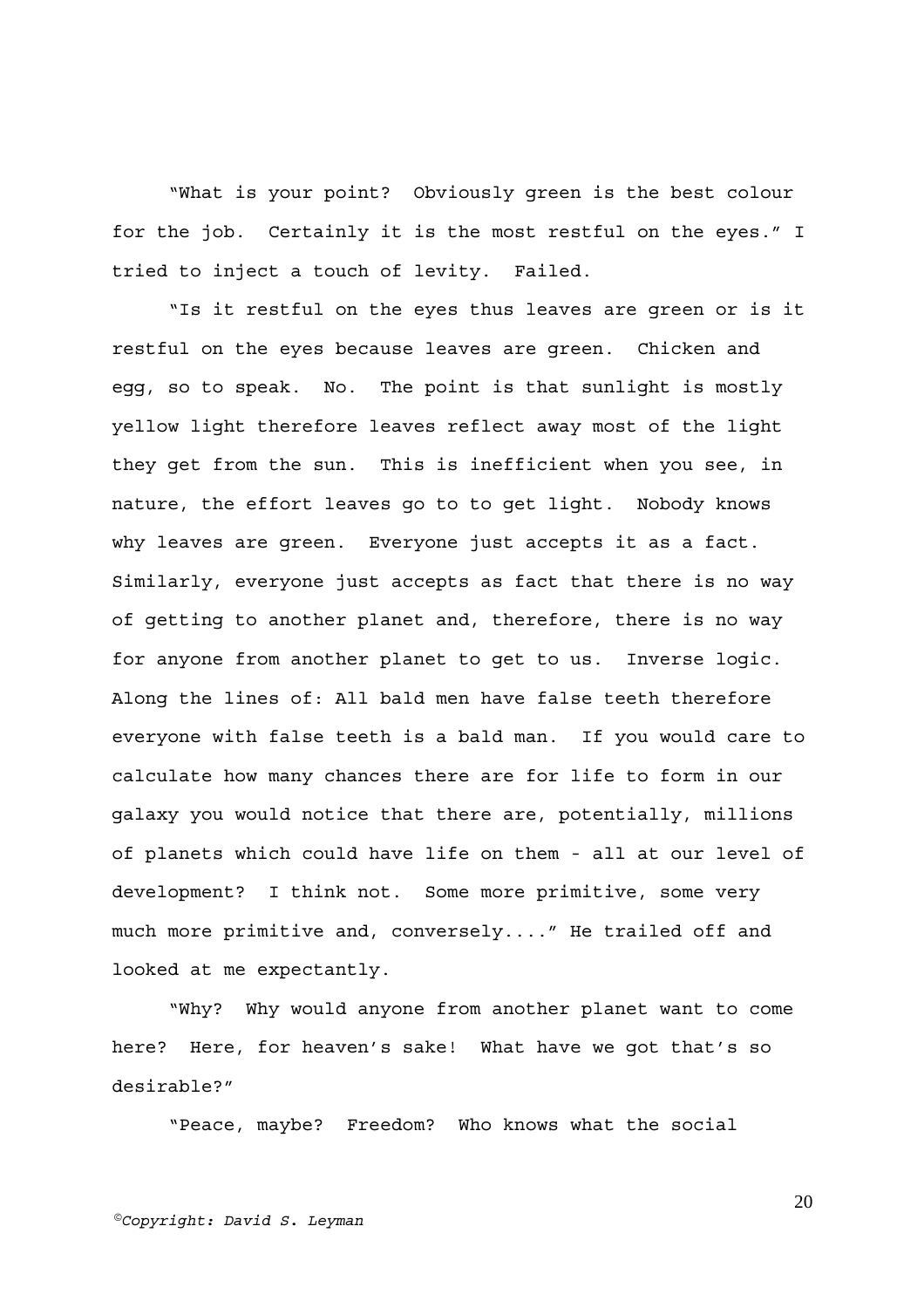"What is your point? Obviously green is the best colour for the job. Certainly it is the most restful on the eyes." I tried to inject a touch of levity. Failed.

"Is it restful on the eyes thus leaves are green or is it restful on the eyes because leaves are green. Chicken and egg, so to speak. No. The point is that sunlight is mostly yellow light therefore leaves reflect away most of the light they get from the sun. This is inefficient when you see, in nature, the effort leaves go to to get light. Nobody knows why leaves are green. Everyone just accepts it as a fact. Similarly, everyone just accepts as fact that there is no way of getting to another planet and, therefore, there is no way for anyone from another planet to get to us. Inverse logic. Along the lines of: All bald men have false teeth therefore everyone with false teeth is a bald man. If you would care to calculate how many chances there are for life to form in our galaxy you would notice that there are, potentially, millions of planets which could have life on them - all at our level of development? I think not. Some more primitive, some very much more primitive and, conversely...." He trailed off and looked at me expectantly.

"Why? Why would anyone from another planet want to come here? Here, for heaven's sake! What have we got that's so desirable?"

"Peace, maybe? Freedom? Who knows what the social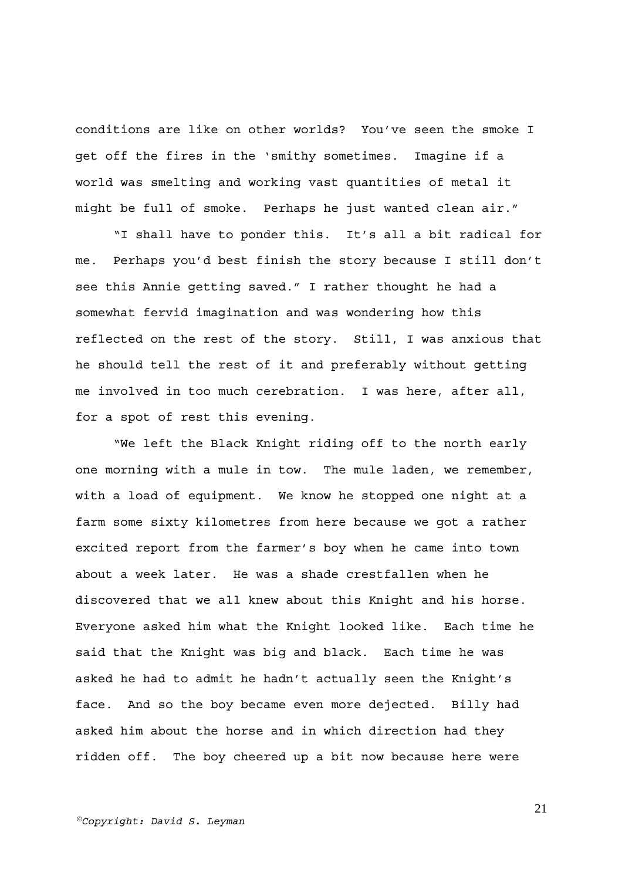conditions are like on other worlds? You've seen the smoke I get off the fires in the 'smithy sometimes. Imagine if a world was smelting and working vast quantities of metal it might be full of smoke. Perhaps he just wanted clean air."

"I shall have to ponder this. It's all a bit radical for me. Perhaps you'd best finish the story because I still don't see this Annie getting saved." I rather thought he had a somewhat fervid imagination and was wondering how this reflected on the rest of the story. Still, I was anxious that he should tell the rest of it and preferably without getting me involved in too much cerebration. I was here, after all, for a spot of rest this evening.

"We left the Black Knight riding off to the north early one morning with a mule in tow. The mule laden, we remember, with a load of equipment. We know he stopped one night at a farm some sixty kilometres from here because we got a rather excited report from the farmer's boy when he came into town about a week later. He was a shade crestfallen when he discovered that we all knew about this Knight and his horse. Everyone asked him what the Knight looked like. Each time he said that the Knight was big and black. Each time he was asked he had to admit he hadn't actually seen the Knight's face. And so the boy became even more dejected. Billy had asked him about the horse and in which direction had they ridden off. The boy cheered up a bit now because here were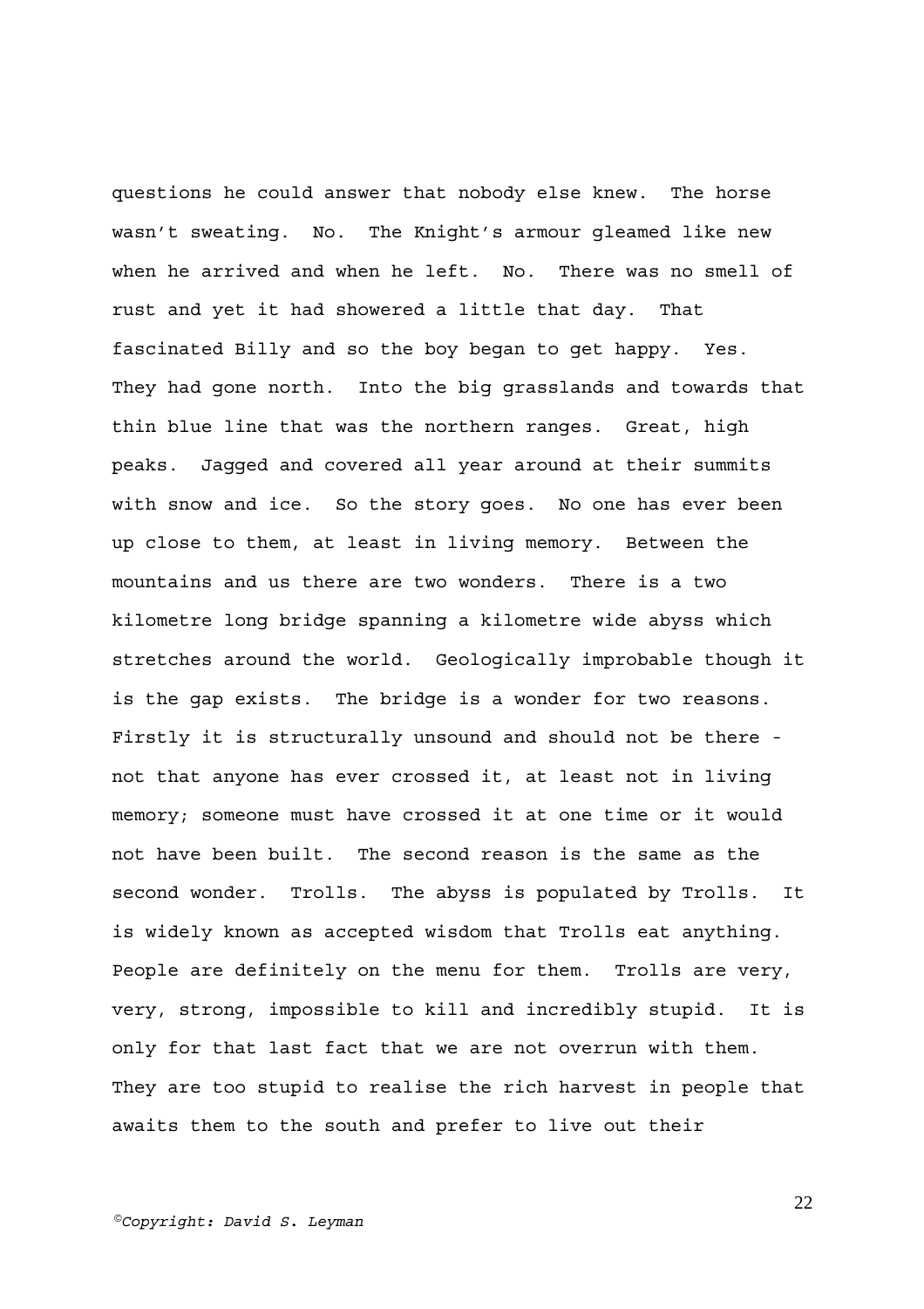questions he could answer that nobody else knew. The horse wasn't sweating. No. The Knight's armour gleamed like new when he arrived and when he left. No. There was no smell of rust and yet it had showered a little that day. That fascinated Billy and so the boy began to get happy. Yes. They had gone north. Into the big grasslands and towards that thin blue line that was the northern ranges. Great, high peaks. Jagged and covered all year around at their summits with snow and ice. So the story goes. No one has ever been up close to them, at least in living memory. Between the mountains and us there are two wonders. There is a two kilometre long bridge spanning a kilometre wide abyss which stretches around the world. Geologically improbable though it is the gap exists. The bridge is a wonder for two reasons. Firstly it is structurally unsound and should not be there - not that anyone has ever crossed it, at least not in living memory; someone must have crossed it at one time or it would not have been built. The second reason is the same as the second wonder. Trolls. The abyss is populated by Trolls. It is widely known as accepted wisdom that Trolls eat anything. People are definitely on the menu for them. Trolls are very, very, strong, impossible to kill and incredibly stupid. It is only for that last fact that we are not overrun with them. They are too stupid to realise the rich harvest in people that awaits them to the south and prefer to live out their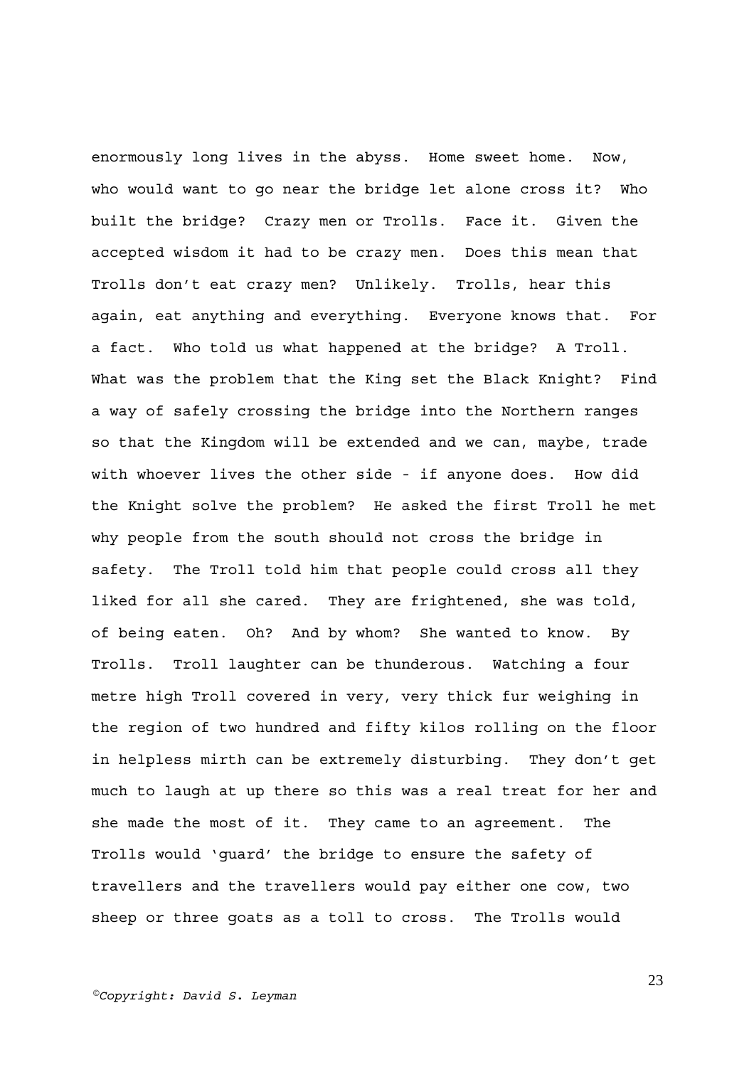enormously long lives in the abyss. Home sweet home. Now, who would want to go near the bridge let alone cross it? Who built the bridge? Crazy men or Trolls. Face it. Given the accepted wisdom it had to be crazy men. Does this mean that Trolls don't eat crazy men? Unlikely. Trolls, hear this again, eat anything and everything. Everyone knows that. For a fact. Who told us what happened at the bridge? A Troll. What was the problem that the King set the Black Knight? Find a way of safely crossing the bridge into the Northern ranges so that the Kingdom will be extended and we can, maybe, trade with whoever lives the other side - if anyone does. How did the Knight solve the problem? He asked the first Troll he met why people from the south should not cross the bridge in safety. The Troll told him that people could cross all they liked for all she cared. They are frightened, she was told, of being eaten. Oh? And by whom? She wanted to know. By Trolls. Troll laughter can be thunderous. Watching a four metre high Troll covered in very, very thick fur weighing in the region of two hundred and fifty kilos rolling on the floor in helpless mirth can be extremely disturbing. They don't get much to laugh at up there so this was a real treat for her and she made the most of it. They came to an agreement. The Trolls would 'guard' the bridge to ensure the safety of travellers and the travellers would pay either one cow, two sheep or three goats as a toll to cross. The Trolls would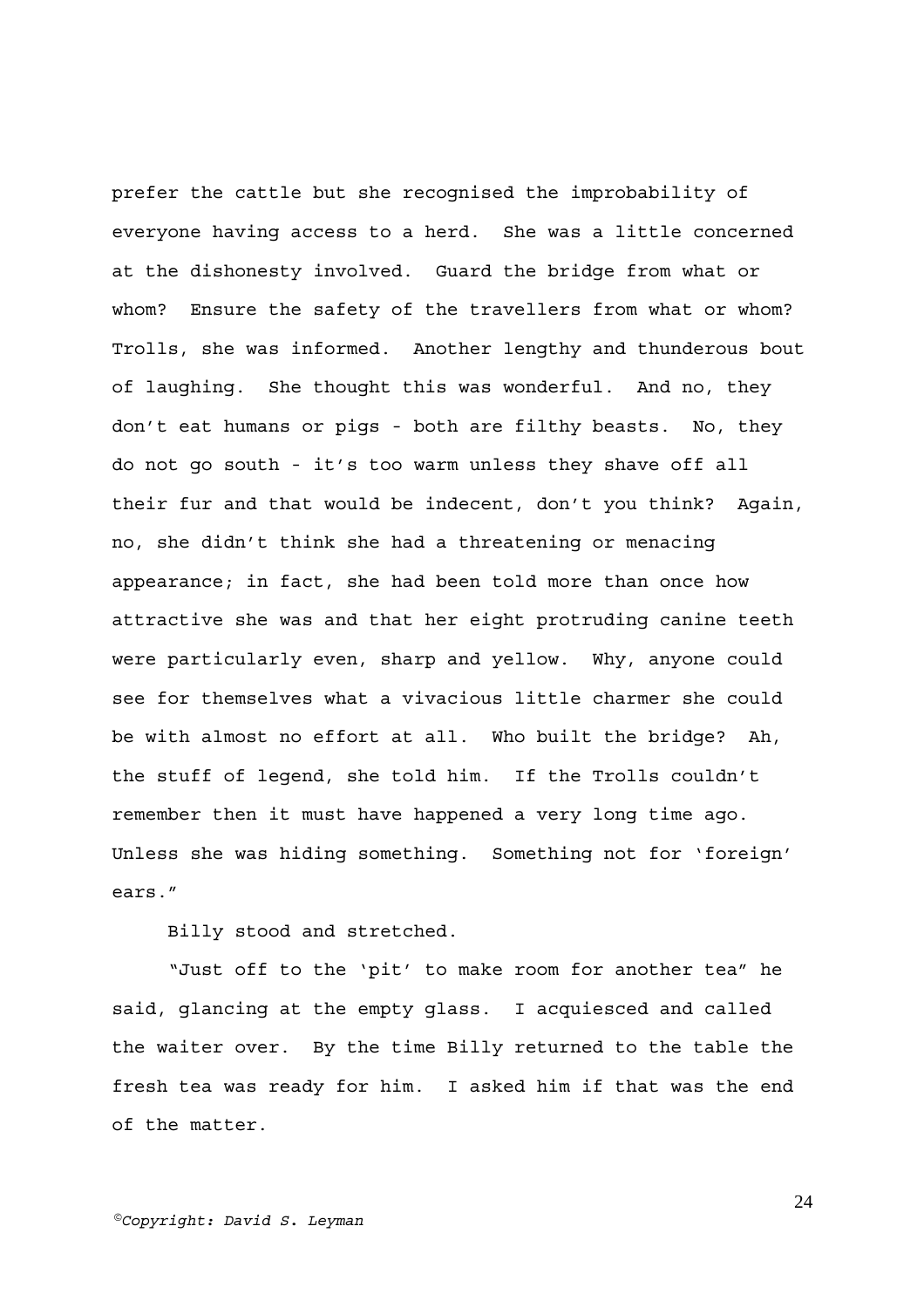prefer the cattle but she recognised the improbability of everyone having access to a herd.  She was a little concerned at the dishonesty involved.  Guard the bridge from what or whom?  Ensure the safety of the travellers from what or whom?  Trolls, she was informed.  Another lengthy and thunderous bout of laughing.  She thought this was wonderful.  And no, they don't eat humans or pigs - both are filthy beasts.  No, they do not go south - it's too warm unless they shave off all their fur and that would be indecent, don't you think?  Again, no, she didn't think she had a threatening or menacing appearance; in fact, she had been told more than once how attractive she was and that her eight protruding canine teeth were particularly even, sharp and yellow.  Why, anyone could see for themselves what a vivacious little charmer she could be with almost no effort at all.  Who built the bridge?  Ah, the stuff of legend, she told him.  If the Trolls couldn't remember then it must have happened a very long time ago.  Unless she was hiding something.  Something not for 'foreign' ears."

Billy stood and stretched.

"Just off to the 'pit' to make room for another tea" he said, glancing at the empty glass.  I acquiesced and called the waiter over.  By the time Billy returned to the table the fresh tea was ready for him.  I asked him if that was the end of the matter.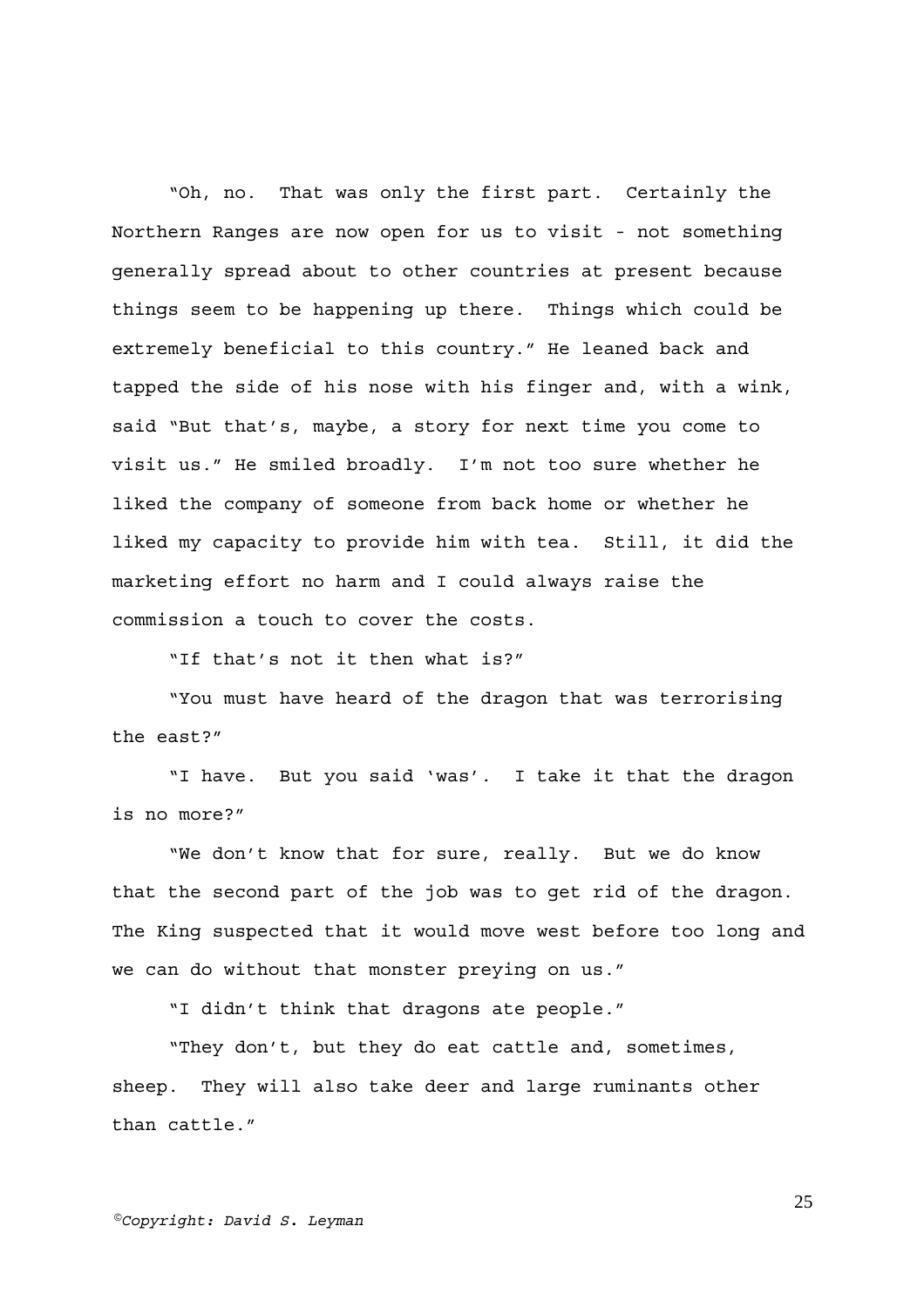"Oh, no. That was only the first part. Certainly the Northern Ranges are now open for us to visit - not something generally spread about to other countries at present because things seem to be happening up there. Things which could be extremely beneficial to this country." He leaned back and tapped the side of his nose with his finger and, with a wink, said "But that's, maybe, a story for next time you come to visit us." He smiled broadly. I'm not too sure whether he liked the company of someone from back home or whether he liked my capacity to provide him with tea. Still, it did the marketing effort no harm and I could always raise the commission a touch to cover the costs.

"If that's not it then what is?"

"You must have heard of the dragon that was terrorising the east?"

"I have. But you said 'was'. I take it that the dragon is no more?"

"We don't know that for sure, really. But we do know that the second part of the job was to get rid of the dragon. The King suspected that it would move west before too long and we can do without that monster preying on us."

"I didn't think that dragons ate people."

"They don't, but they do eat cattle and, sometimes, sheep. They will also take deer and large ruminants other than cattle."

*©Copyright: David S. Leyman*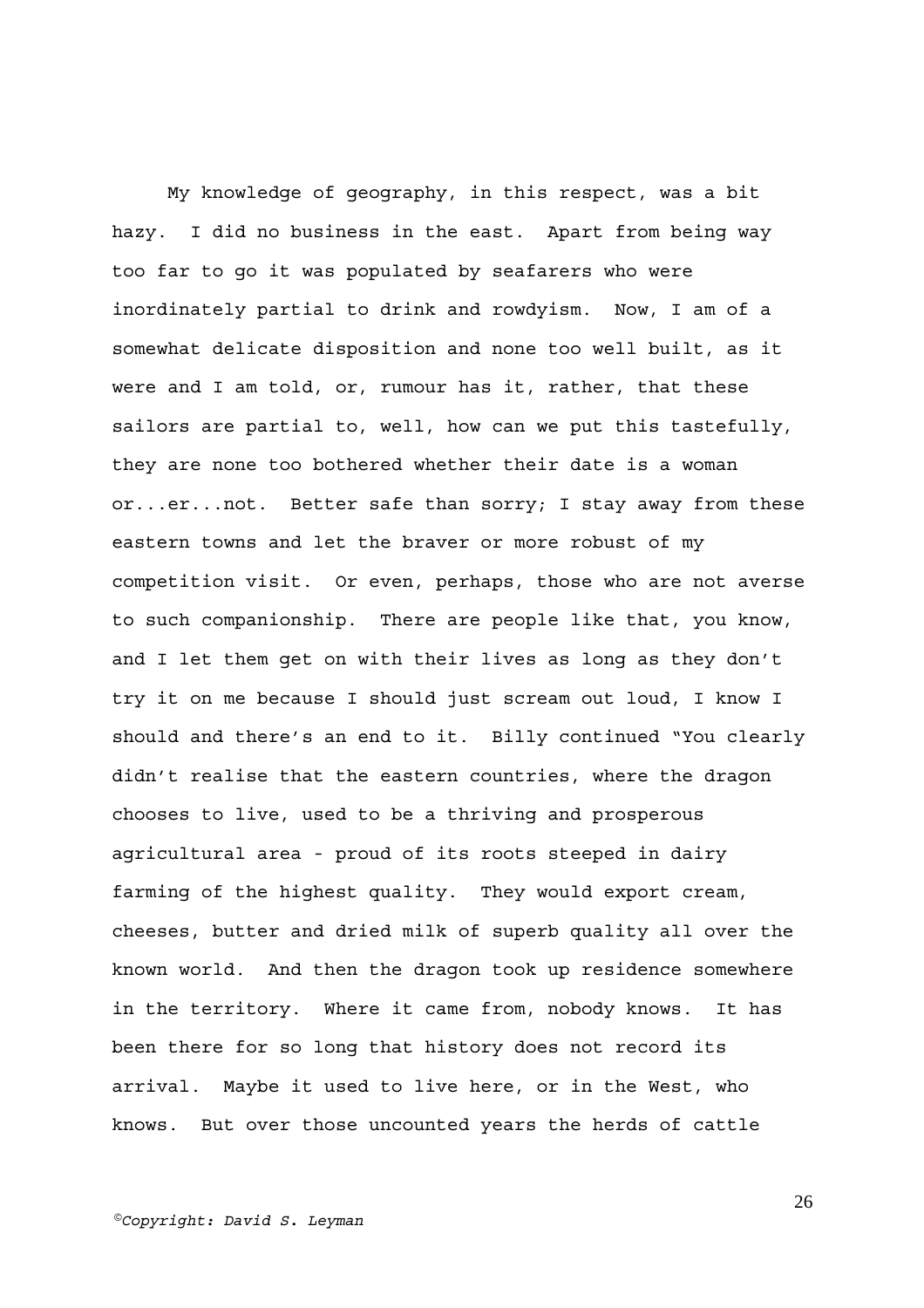My knowledge of geography, in this respect, was a bit hazy. I did no business in the east. Apart from being way too far to go it was populated by seafarers who were inordinately partial to drink and rowdyism. Now, I am of a somewhat delicate disposition and none too well built, as it were and I am told, or, rumour has it, rather, that these sailors are partial to, well, how can we put this tastefully, they are none too bothered whether their date is a woman or...er...not. Better safe than sorry; I stay away from these eastern towns and let the braver or more robust of my competition visit. Or even, perhaps, those who are not averse to such companionship. There are people like that, you know, and I let them get on with their lives as long as they don't try it on me because I should just scream out loud, I know I should and there's an end to it. Billy continued "You clearly didn't realise that the eastern countries, where the dragon chooses to live, used to be a thriving and prosperous agricultural area - proud of its roots steeped in dairy farming of the highest quality. They would export cream, cheeses, butter and dried milk of superb quality all over the known world. And then the dragon took up residence somewhere in the territory. Where it came from, nobody knows. It has been there for so long that history does not record its arrival. Maybe it used to live here, or in the West, who knows. But over those uncounted years the herds of cattle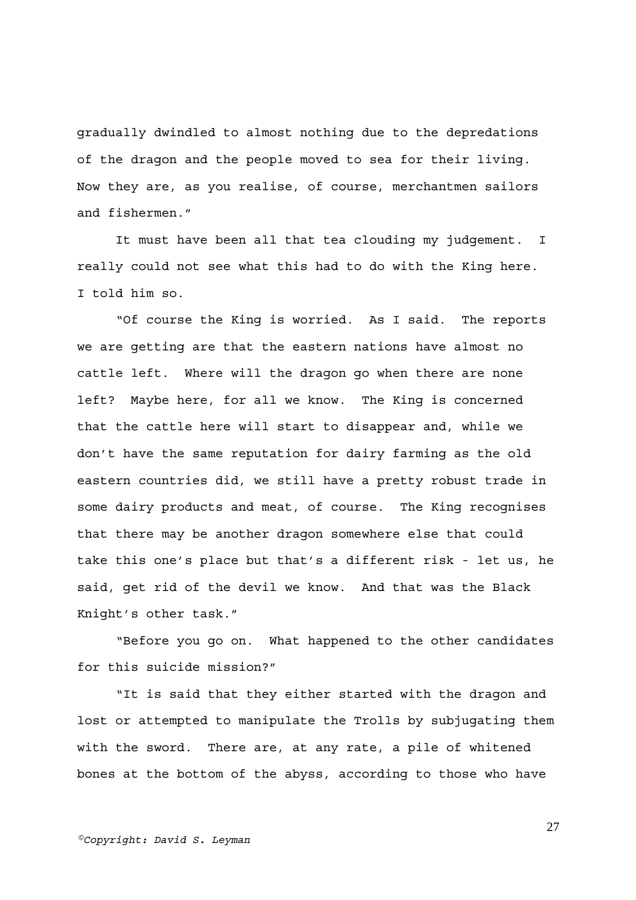gradually dwindled to almost nothing due to the depredations of the dragon and the people moved to sea for their living. Now they are, as you realise, of course, merchantmen sailors and fishermen."

It must have been all that tea clouding my judgement. I really could not see what this had to do with the King here. I told him so.

"Of course the King is worried. As I said. The reports we are getting are that the eastern nations have almost no cattle left. Where will the dragon go when there are none left? Maybe here, for all we know. The King is concerned that the cattle here will start to disappear and, while we don't have the same reputation for dairy farming as the old eastern countries did, we still have a pretty robust trade in some dairy products and meat, of course. The King recognises that there may be another dragon somewhere else that could take this one's place but that's a different risk - let us, he said, get rid of the devil we know. And that was the Black Knight's other task."

"Before you go on. What happened to the other candidates for this suicide mission?"

"It is said that they either started with the dragon and lost or attempted to manipulate the Trolls by subjugating them with the sword. There are, at any rate, a pile of whitened bones at the bottom of the abyss, according to those who have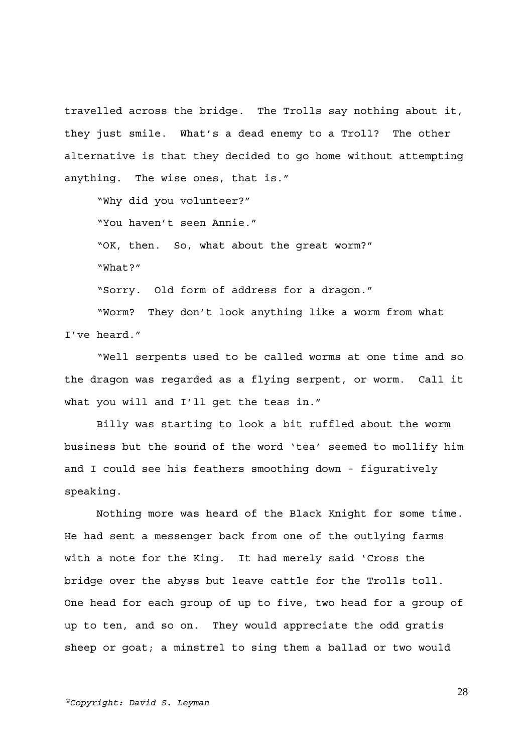travelled across the bridge.  The Trolls say nothing about it, they just smile.  What's a dead enemy to a Troll?  The other alternative is that they decided to go home without attempting anything.  The wise ones, that is."

"Why did you volunteer?"

"You haven't seen Annie."

"OK, then.  So, what about the great worm?"

"What?"

"Sorry.  Old form of address for a dragon."

"Worm?  They don't look anything like a worm from what I've heard."

"Well serpents used to be called worms at one time and so the dragon was regarded as a flying serpent, or worm.  Call it what you will and I'll get the teas in."

Billy was starting to look a bit ruffled about the worm business but the sound of the word 'tea' seemed to mollify him and I could see his feathers smoothing down - figuratively speaking.

Nothing more was heard of the Black Knight for some time. He had sent a messenger back from one of the outlying farms with a note for the King.  It had merely said 'Cross the bridge over the abyss but leave cattle for the Trolls toll. One head for each group of up to five, two head for a group of up to ten, and so on.  They would appreciate the odd gratis sheep or goat; a minstrel to sing them a ballad or two would

*©Copyright: David S. Leyman*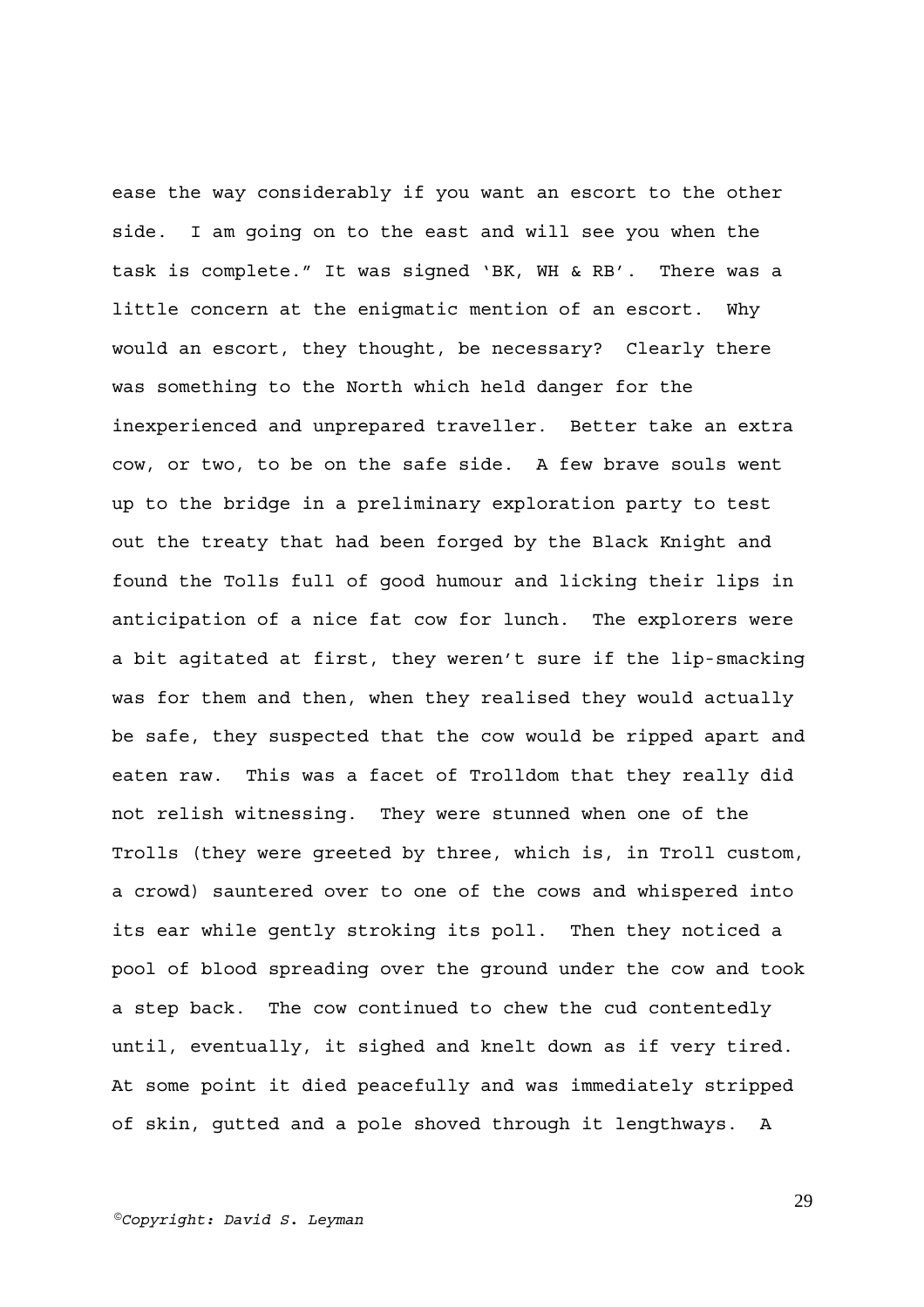ease the way considerably if you want an escort to the other side. I am going on to the east and will see you when the task is complete.” It was signed ‘BK, WH & RB’. There was a little concern at the enigmatic mention of an escort. Why would an escort, they thought, be necessary? Clearly there was something to the North which held danger for the inexperienced and unprepared traveller. Better take an extra cow, or two, to be on the safe side. A few brave souls went up to the bridge in a preliminary exploration party to test out the treaty that had been forged by the Black Knight and found the Tolls full of good humour and licking their lips in anticipation of a nice fat cow for lunch. The explorers were a bit agitated at first, they weren’t sure if the lip-smacking was for them and then, when they realised they would actually be safe, they suspected that the cow would be ripped apart and eaten raw. This was a facet of Trolldom that they really did not relish witnessing. They were stunned when one of the Trolls (they were greeted by three, which is, in Troll custom, a crowd) sauntered over to one of the cows and whispered into its ear while gently stroking its poll. Then they noticed a pool of blood spreading over the ground under the cow and took a step back. The cow continued to chew the cud contentedly until, eventually, it sighed and knelt down as if very tired. At some point it died peacefully and was immediately stripped of skin, gutted and a pole shoved through it lengthways. A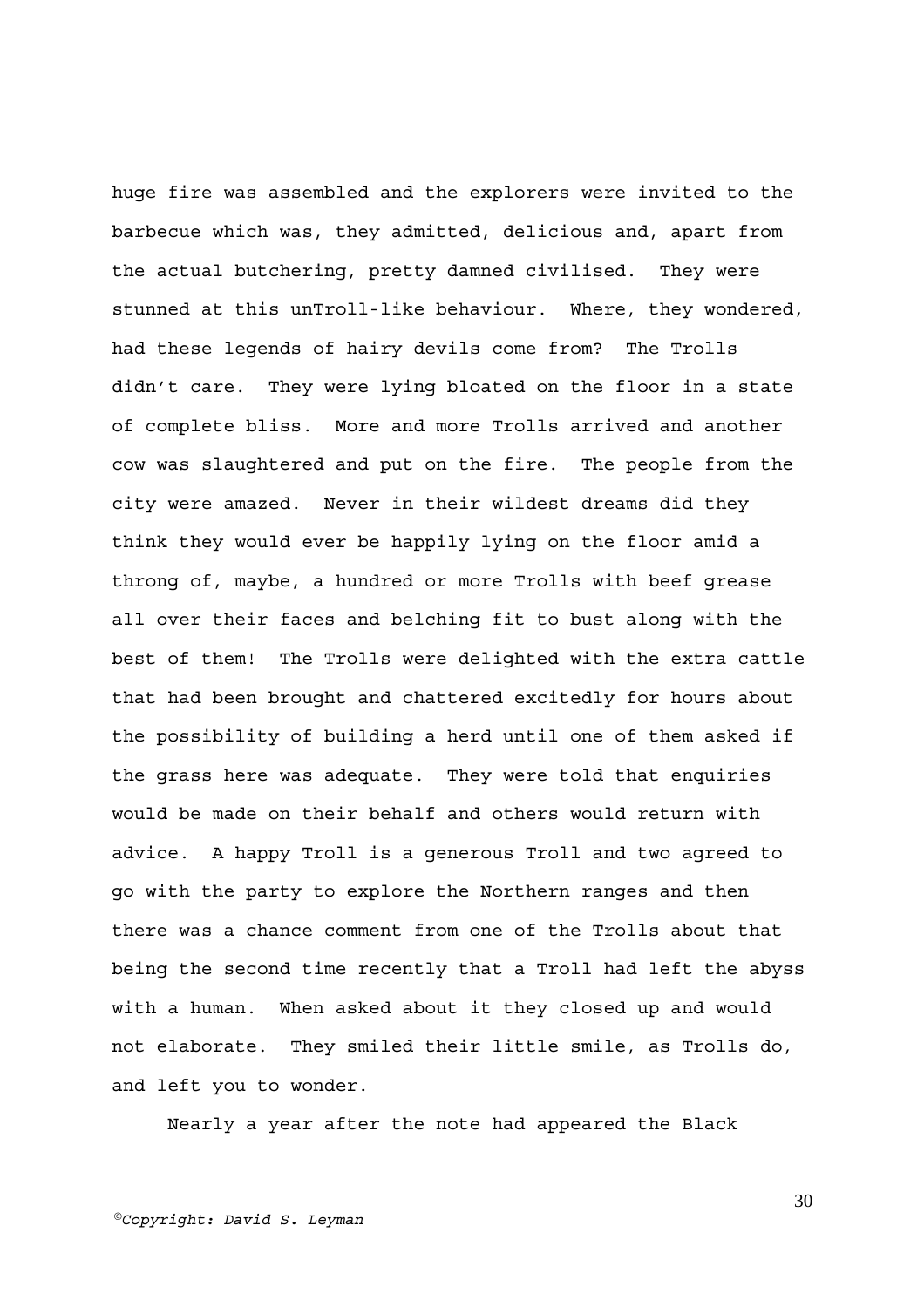huge fire was assembled and the explorers were invited to the barbecue which was, they admitted, delicious and, apart from the actual butchering, pretty damned civilised. They were stunned at this unTroll-like behaviour. Where, they wondered, had these legends of hairy devils come from? The Trolls didn't care. They were lying bloated on the floor in a state of complete bliss. More and more Trolls arrived and another cow was slaughtered and put on the fire. The people from the city were amazed. Never in their wildest dreams did they think they would ever be happily lying on the floor amid a throng of, maybe, a hundred or more Trolls with beef grease all over their faces and belching fit to bust along with the best of them! The Trolls were delighted with the extra cattle that had been brought and chattered excitedly for hours about the possibility of building a herd until one of them asked if the grass here was adequate. They were told that enquiries would be made on their behalf and others would return with advice. A happy Troll is a generous Troll and two agreed to go with the party to explore the Northern ranges and then there was a chance comment from one of the Trolls about that being the second time recently that a Troll had left the abyss with a human. When asked about it they closed up and would not elaborate. They smiled their little smile, as Trolls do, and left you to wonder.

Nearly a year after the note had appeared the Black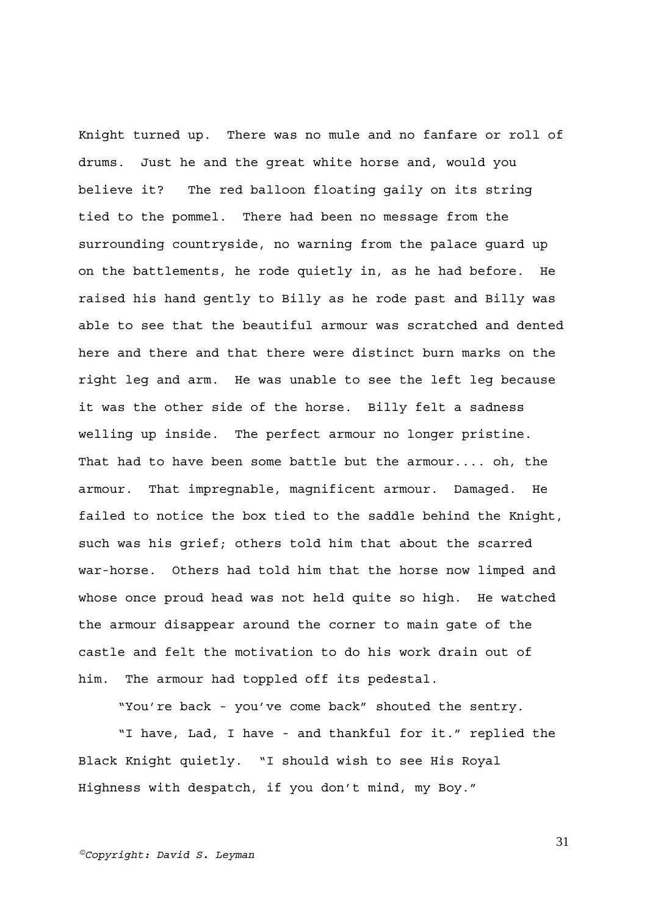Knight turned up. There was no mule and no fanfare or roll of drums. Just he and the great white horse and, would you believe it? The red balloon floating gaily on its string tied to the pommel. There had been no message from the surrounding countryside, no warning from the palace guard up on the battlements, he rode quietly in, as he had before. He raised his hand gently to Billy as he rode past and Billy was able to see that the beautiful armour was scratched and dented here and there and that there were distinct burn marks on the right leg and arm. He was unable to see the left leg because it was the other side of the horse. Billy felt a sadness welling up inside. The perfect armour no longer pristine. That had to have been some battle but the armour.... oh, the armour. That impregnable, magnificent armour. Damaged. He failed to notice the box tied to the saddle behind the Knight, such was his grief; others told him that about the scarred war-horse. Others had told him that the horse now limped and whose once proud head was not held quite so high. He watched the armour disappear around the corner to main gate of the castle and felt the motivation to do his work drain out of him. The armour had toppled off its pedestal.

"You're back - you've come back" shouted the sentry.

"I have, Lad, I have - and thankful for it." replied the Black Knight quietly. "I should wish to see His Royal Highness with despatch, if you don't mind, my Boy."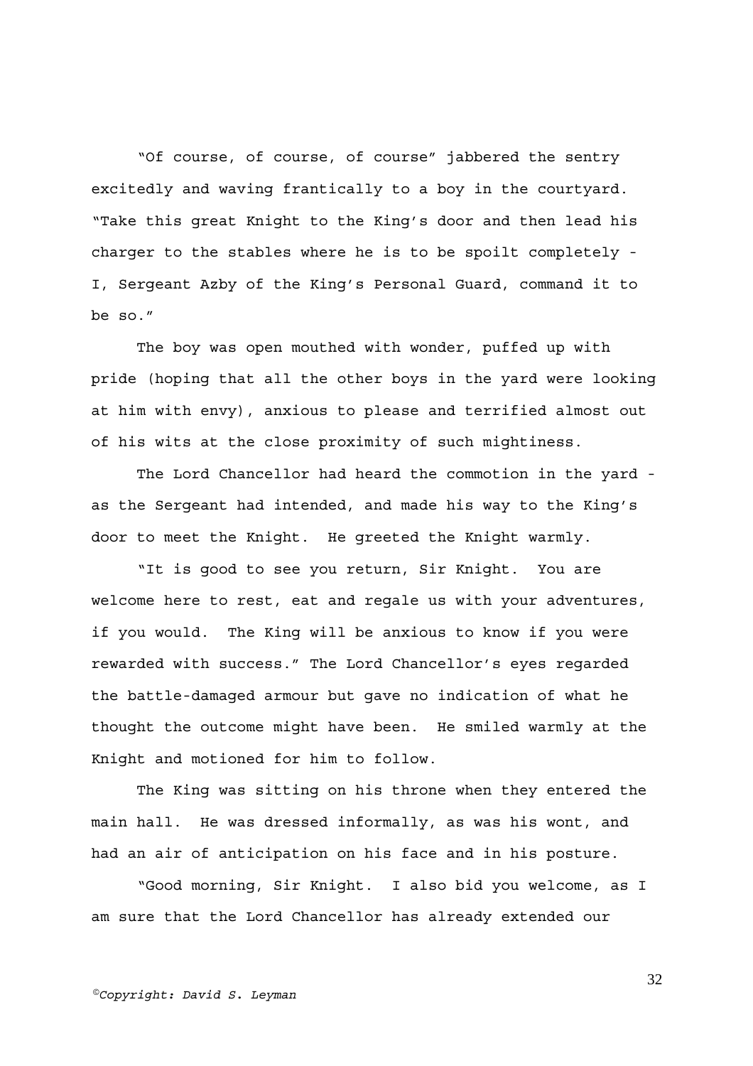"Of course, of course, of course" jabbered the sentry excitedly and waving frantically to a boy in the courtyard. "Take this great Knight to the King's door and then lead his charger to the stables where he is to be spoilt completely - I, Sergeant Azby of the King's Personal Guard, command it to be so."

The boy was open mouthed with wonder, puffed up with pride (hoping that all the other boys in the yard were looking at him with envy), anxious to please and terrified almost out of his wits at the close proximity of such mightiness.

The Lord Chancellor had heard the commotion in the yard - as the Sergeant had intended, and made his way to the King's door to meet the Knight. He greeted the Knight warmly.

"It is good to see you return, Sir Knight. You are welcome here to rest, eat and regale us with your adventures, if you would. The King will be anxious to know if you were rewarded with success." The Lord Chancellor's eyes regarded the battle-damaged armour but gave no indication of what he thought the outcome might have been. He smiled warmly at the Knight and motioned for him to follow.

The King was sitting on his throne when they entered the main hall. He was dressed informally, as was his wont, and had an air of anticipation on his face and in his posture.

"Good morning, Sir Knight. I also bid you welcome, as I am sure that the Lord Chancellor has already extended our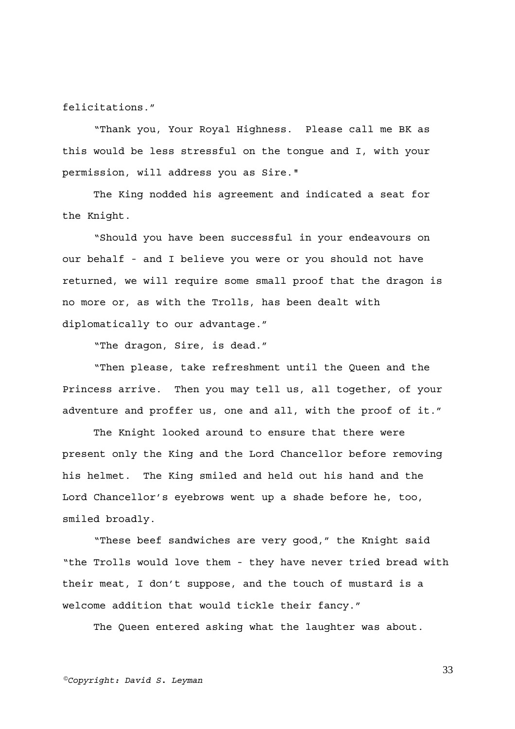felicitations."

"Thank you, Your Royal Highness. Please call me BK as this would be less stressful on the tongue and I, with your permission, will address you as Sire."

The King nodded his agreement and indicated a seat for the Knight.

"Should you have been successful in your endeavours on our behalf - and I believe you were or you should not have returned, we will require some small proof that the dragon is no more or, as with the Trolls, has been dealt with diplomatically to our advantage."

"The dragon, Sire, is dead."

"Then please, take refreshment until the Queen and the Princess arrive. Then you may tell us, all together, of your adventure and proffer us, one and all, with the proof of it."

The Knight looked around to ensure that there were present only the King and the Lord Chancellor before removing his helmet. The King smiled and held out his hand and the Lord Chancellor's eyebrows went up a shade before he, too, smiled broadly.

"These beef sandwiches are very good," the Knight said "the Trolls would love them - they have never tried bread with their meat, I don't suppose, and the touch of mustard is a welcome addition that would tickle their fancy."

The Queen entered asking what the laughter was about.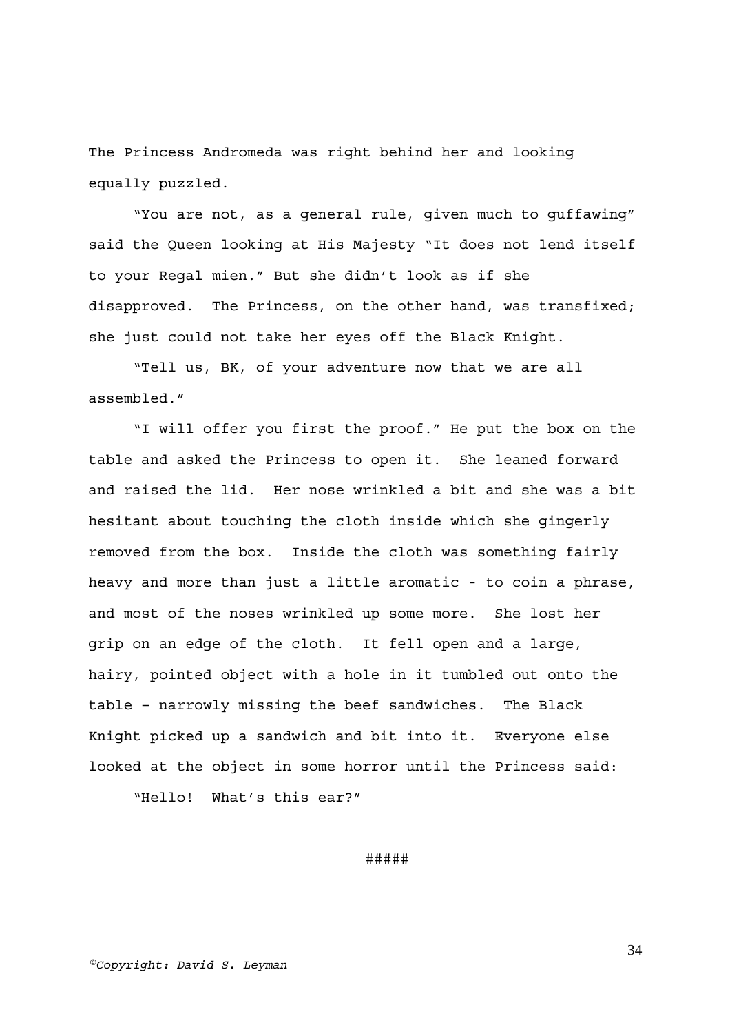The Princess Andromeda was right behind her and looking equally puzzled.

"You are not, as a general rule, given much to guffawing" said the Queen looking at His Majesty "It does not lend itself to your Regal mien." But she didn't look as if she disapproved. The Princess, on the other hand, was transfixed; she just could not take her eyes off the Black Knight.

"Tell us, BK, of your adventure now that we are all assembled."

"I will offer you first the proof." He put the box on the table and asked the Princess to open it. She leaned forward and raised the lid. Her nose wrinkled a bit and she was a bit hesitant about touching the cloth inside which she gingerly removed from the box. Inside the cloth was something fairly heavy and more than just a little aromatic - to coin a phrase, and most of the noses wrinkled up some more. She lost her grip on an edge of the cloth. It fell open and a large, hairy, pointed object with a hole in it tumbled out onto the table – narrowly missing the beef sandwiches. The Black Knight picked up a sandwich and bit into it. Everyone else looked at the object in some horror until the Princess said:

"Hello! What's this ear?"

#####

©Copyright: David S. Leyman